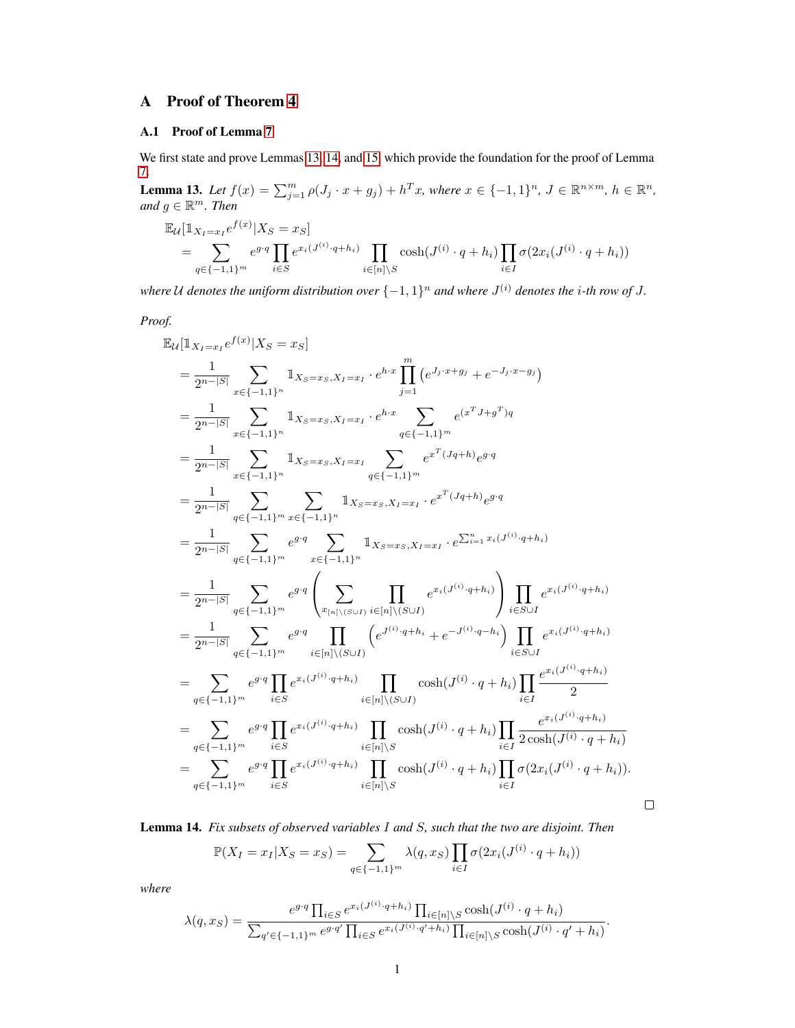# A Proof of Theorem 4

## A.1 Proof of Lemma 7

We first state and prove Lemmas 13, 14, and 15 which provide the foundation for the proof of Lemma 7.

**Lemma 13.** *Let $f(x) = \sum_{j=1}^m \rho(J_j \cdot x + g_j) + h^T x$, where $x \in \{-1,1\}^n$, $J \in \mathbb{R}^{n\times m}$, $h \in \mathbb{R}^n$, and $g \in \mathbb{R}^m$. Then*

$$\begin{aligned}
&\mathbb{E}_{\mathcal{U}}[\mathbb{1}_{X_I = x_I} e^{f(x)} | X_S = x_S] \\
&= \sum_{q\in\{-1,1\}^m} e^{g\cdot q} \prod_{i\in S} e^{x_i(J^{(i)}\cdot q + h_i)} \prod_{i\in[n]\setminus S} \cosh(J^{(i)}\cdot q + h_i) \prod_{i\in I} \sigma(2x_i(J^{(i)}\cdot q + h_i))
\end{aligned}$$

*where $\mathcal{U}$ denotes the uniform distribution over $\{-1,1\}^n$ and where $J^{(i)}$ denotes the $i$-th row of $J$.*

*Proof.*

$$\begin{aligned}
&\mathbb{E}_{\mathcal{U}}[\mathbb{1}_{X_I = x_I} e^{f(x)} | X_S = x_S] \\
&= \frac{1}{2^{n-|S|}} \sum_{x\in\{-1,1\}^n} \mathbb{1}_{X_S = x_S, X_I = x_I} \cdot e^{h\cdot x} \prod_{j=1}^m \left(e^{J_j\cdot x + g_j} + e^{-J_j \cdot x - g_j}\right) \\
&= \frac{1}{2^{n-|S|}} \sum_{x\in\{-1,1\}^n} \mathbb{1}_{X_S = x_S, X_I = x_I} \cdot e^{h\cdot x} \sum_{q\in\{-1,1\}^m} e^{(x^T J + g^T)q} \\
&= \frac{1}{2^{n-|S|}} \sum_{x\in\{-1,1\}^n} \mathbb{1}_{X_S = x_S, X_I = x_I} \sum_{q\in\{-1,1\}^m} e^{x^T(Jq+h)} e^{g\cdot q} \\
&= \frac{1}{2^{n-|S|}} \sum_{q\in\{-1,1\}^m} \sum_{x\in\{-1,1\}^n} \mathbb{1}_{X_S = x_S, X_I = x_I} \cdot e^{x^T(Jq+h)} e^{g\cdot q} \\
&= \frac{1}{2^{n-|S|}} \sum_{q\in\{-1,1\}^m} e^{g\cdot q} \sum_{x\in\{-1,1\}^n} \mathbb{1}_{X_S = x_S, X_I = x_I} \cdot e^{\sum_{i=1}^n x_i(J^{(i)}\cdot q + h_i)} \\
&= \frac{1}{2^{n-|S|}} \sum_{q\in\{-1,1\}^m} e^{g\cdot q} \left(\sum_{x_{[n]\setminus(S\cup I)}} \prod_{i\in[n]\setminus(S\cup I)} e^{x_i(J^{(i)}\cdot q + h_i)}\right) \prod_{i\in S\cup I} e^{x_i(J^{(i)}\cdot q + h_i)} \\
&= \frac{1}{2^{n-|S|}} \sum_{q\in\{-1,1\}^m} e^{g\cdot q} \prod_{i\in[n]\setminus(S\cup I)} \left(e^{J^{(i)}\cdot q + h_i} + e^{-J^{(i)}\cdot q - h_i}\right) \prod_{i\in S\cup I} e^{x_i(J^{(i)}\cdot q + h_i)} \\
&= \sum_{q\in\{-1,1\}^m} e^{g\cdot q} \prod_{i\in S} e^{x_i(J^{(i)}\cdot q + h_i)} \prod_{i\in[n]\setminus(S\cup I)} \cosh(J^{(i)}\cdot q + h_i) \prod_{i\in I} \frac{e^{x_i(J^{(i)}\cdot q + h_i)}}{2} \\
&= \sum_{q\in\{-1,1\}^m} e^{g\cdot q} \prod_{i\in S} e^{x_i(J^{(i)}\cdot q + h_i)} \prod_{i\in[n]\setminus S} \cosh(J^{(i)}\cdot q + h_i) \prod_{i\in I} \frac{e^{x_i(J^{(i)}\cdot q + h_i)}}{2\cosh(J^{(i)}\cdot q + h_i)} \\
&= \sum_{q\in\{-1,1\}^m} e^{g\cdot q} \prod_{i\in S} e^{x_i(J^{(i)}\cdot q + h_i)} \prod_{i\in[n]\setminus S} \cosh(J^{(i)}\cdot q + h_i) \prod_{i\in I} \sigma(2x_i(J^{(i)}\cdot q + h_i)).
\end{aligned}$$

□

**Lemma 14.** *Fix subsets of observed variables $I$ and $S$, such that the two are disjoint. Then*

$$\mathbb{P}(X_I = x_I | X_S = x_S) = \sum_{q\in\{-1,1\}^m} \lambda(q, x_S) \prod_{i\in I} \sigma(2x_i(J^{(i)}\cdot q + h_i))$$

*where*

$$\lambda(q, x_S) = \frac{e^{g\cdot q} \prod_{i\in S} e^{x_i(J^{(i)}\cdot q + h_i)} \prod_{i\in[n]\setminus S} \cosh(J^{(i)}\cdot q + h_i)}{\sum_{q'\in\{-1,1\}^m} e^{g\cdot q'} \prod_{i\in S} e^{x_i(J^{(i)}\cdot q' + h_i)} \prod_{i\in[n]\setminus S} \cosh(J^{(i)}\cdot q' + h_i)}.$$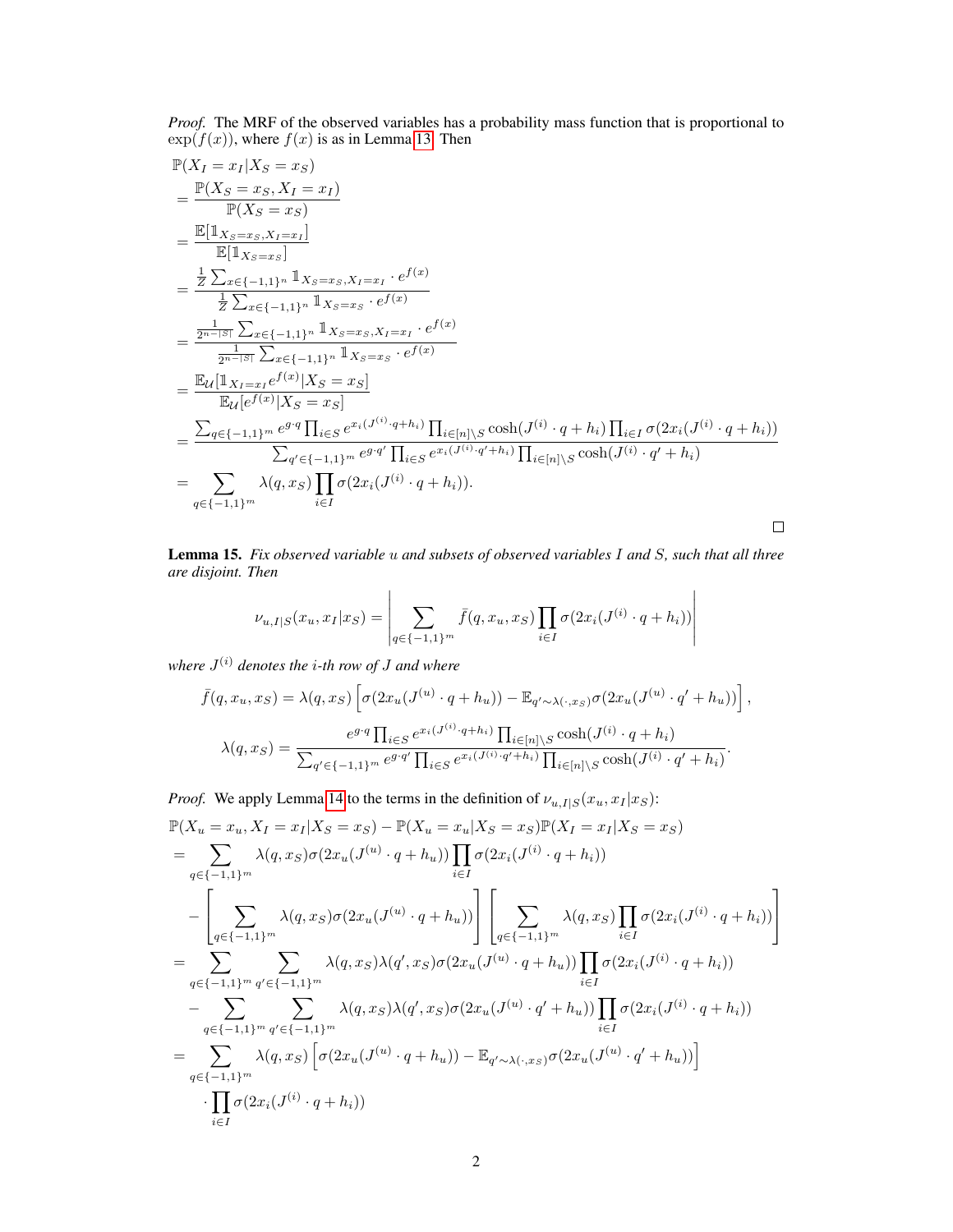*Proof.* The MRF of the observed variables has a probability mass function that is proportional to $\exp(f(x))$, where $f(x)$ is as in Lemma 13. Then

$$
\begin{aligned}
&\mathbb{P}(X_I = x_I | X_S = x_S) \\
&= \frac{\mathbb{P}(X_S = x_S, X_I = x_I)}{\mathbb{P}(X_S = x_S)} \\
&= \frac{\mathbb{E}[\mathbb{1}_{X_S = x_S, X_I = x_I}]}{\mathbb{E}[\mathbb{1}_{X_S = x_S}]} \\
&= \frac{\frac{1}{Z}\sum_{x \in \{-1,1\}^n} \mathbb{1}_{X_S = x_S, X_I = x_I} \cdot e^{f(x)}}{\frac{1}{Z}\sum_{x \in \{-1,1\}^n} \mathbb{1}_{X_S = x_S} \cdot e^{f(x)}} \\
&= \frac{\frac{1}{2^{n-|S|}}\sum_{x \in \{-1,1\}^n} \mathbb{1}_{X_S = x_S, X_I = x_I} \cdot e^{f(x)}}{\frac{1}{2^{n-|S|}}\sum_{x \in \{-1,1\}^n} \mathbb{1}_{X_S = x_S} \cdot e^{f(x)}} \\
&= \frac{\mathbb{E}_{\mathcal{U}}[\mathbb{1}_{X_I = x_I} e^{f(x)} | X_S = x_S]}{\mathbb{E}_{\mathcal{U}}[e^{f(x)} | X_S = x_S]} \\
&= \frac{\sum_{q \in \{-1,1\}^m} e^{g \cdot q} \prod_{i \in S} e^{x_i (J^{(i)} \cdot q + h_i)} \prod_{i \in [n] \setminus S} \cosh(J^{(i)} \cdot q + h_i) \prod_{i \in I} \sigma(2x_i(J^{(i)} \cdot q + h_i))}{\sum_{q' \in \{-1,1\}^m} e^{g \cdot q'} \prod_{i \in S} e^{x_i (J^{(i)} \cdot q' + h_i)} \prod_{i \in [n] \setminus S} \cosh(J^{(i)} \cdot q' + h_i)} \\
&= \sum_{q \in \{-1,1\}^m} \lambda(q, x_S) \prod_{i \in I} \sigma(2x_i(J^{(i)} \cdot q + h_i)).
\end{aligned}
$$

□

**Lemma 15.** *Fix observed variable $u$ and subsets of observed variables $I$ and $S$, such that all three are disjoint. Then*

$$
\nu_{u,I|S}(x_u, x_I | x_S) = \left| \sum_{q \in \{-1,1\}^m} \bar{f}(q, x_u, x_S) \prod_{i \in I} \sigma(2x_i(J^{(i)} \cdot q + h_i)) \right|
$$

*where $J^{(i)}$ denotes the $i$-th row of $J$ and where*

$$
\bar{f}(q, x_u, x_S) = \lambda(q, x_S) \left[ \sigma(2x_u(J^{(u)} \cdot q + h_u)) - \mathbb{E}_{q' \sim \lambda(\cdot, x_S)} \sigma(2x_u(J^{(u)} \cdot q' + h_u)) \right],
$$

$$
\lambda(q, x_S) = \frac{e^{g \cdot q} \prod_{i \in S} e^{x_i (J^{(i)} \cdot q + h_i)} \prod_{i \in [n] \setminus S} \cosh(J^{(i)} \cdot q + h_i)}{\sum_{q' \in \{-1,1\}^m} e^{g \cdot q'} \prod_{i \in S} e^{x_i (J^{(i)} \cdot q' + h_i)} \prod_{i \in [n] \setminus S} \cosh(J^{(i)} \cdot q' + h_i)}.
$$

*Proof.* We apply Lemma 14 to the terms in the definition of $\nu_{u,I|S}(x_u, x_I | x_S)$:

$$
\begin{aligned}
&\mathbb{P}(X_u = x_u, X_I = x_I | X_S = x_S) - \mathbb{P}(X_u = x_u | X_S = x_S) \mathbb{P}(X_I = x_I | X_S = x_S) \\
&= \sum_{q \in \{-1,1\}^m} \lambda(q, x_S) \sigma(2x_u(J^{(u)} \cdot q + h_u)) \prod_{i \in I} \sigma(2x_i(J^{(i)} \cdot q + h_i)) \\
&\quad - \left[ \sum_{q \in \{-1,1\}^m} \lambda(q, x_S) \sigma(2x_u(J^{(u)} \cdot q + h_u)) \right] \left[ \sum_{q \in \{-1,1\}^m} \lambda(q, x_S) \prod_{i \in I} \sigma(2x_i(J^{(i)} \cdot q + h_i)) \right] \\
&= \sum_{q \in \{-1,1\}^m} \sum_{q' \in \{-1,1\}^m} \lambda(q, x_S) \lambda(q', x_S) \sigma(2x_u(J^{(u)} \cdot q + h_u)) \prod_{i \in I} \sigma(2x_i(J^{(i)} \cdot q + h_i)) \\
&\quad - \sum_{q \in \{-1,1\}^m} \sum_{q' \in \{-1,1\}^m} \lambda(q, x_S) \lambda(q', x_S) \sigma(2x_u(J^{(u)} \cdot q' + h_u)) \prod_{i \in I} \sigma(2x_i(J^{(i)} \cdot q + h_i)) \\
&= \sum_{q \in \{-1,1\}^m} \lambda(q, x_S) \left[ \sigma(2x_u(J^{(u)} \cdot q + h_u)) - \mathbb{E}_{q' \sim \lambda(\cdot, x_S)} \sigma(2x_u(J^{(u)} \cdot q' + h_u)) \right] \\
&\quad \cdot \prod_{i \in I} \sigma(2x_i(J^{(i)} \cdot q + h_i))
\end{aligned}
$$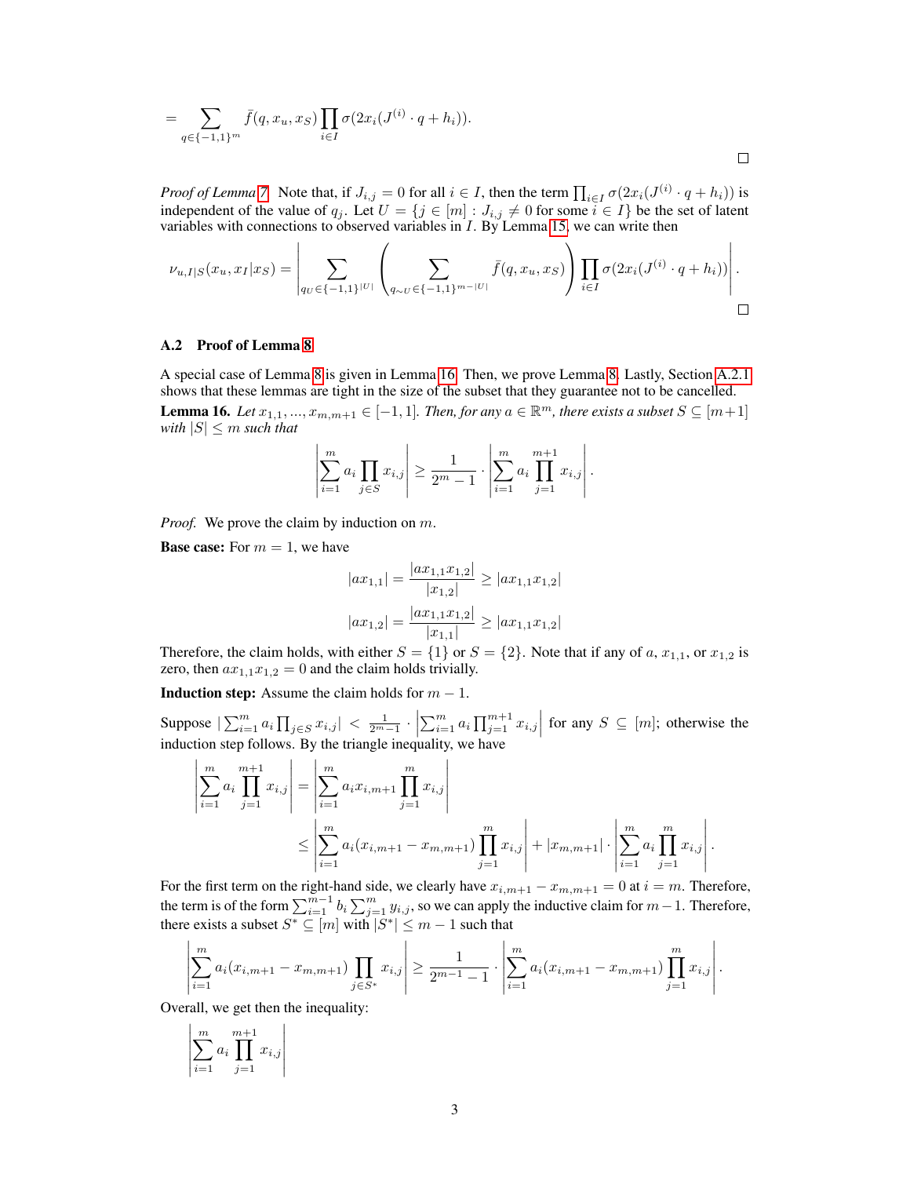$$= \sum_{q \in \{-1,1\}^m} \bar{f}(q, x_u, x_S) \prod_{i \in I} \sigma(2x_i(J^{(i)} \cdot q + h_i)).$$

□

*Proof of Lemma 7.* Note that, if $J_{i,j} = 0$ for all $i \in I$, then the term $\prod_{i \in I} \sigma(2x_i(J^{(i)} \cdot q + h_i))$ is independent of the value of $q_j$. Let $U = \{j \in [m] : J_{i,j} \neq 0 \text{ for some } i \in I\}$ be the set of latent variables with connections to observed variables in $I$. By Lemma 15, we can write then

$$\nu_{u,I|S}(x_u, x_I | x_S) = \left| \sum_{q_U \in \{-1,1\}^{|U|}} \left( \sum_{q_{\sim U} \in \{-1,1\}^{m-|U|}} \bar{f}(q, x_u, x_S) \right) \prod_{i \in I} \sigma(2x_i(J^{(i)} \cdot q + h_i)) \right|.$$

□

### A.2 Proof of Lemma 8

A special case of Lemma 8 is given in Lemma 16. Then, we prove Lemma 8. Lastly, Section A.2.1 shows that these lemmas are tight in the size of the subset that they guarantee not to be cancelled.

**Lemma 16.** *Let $x_{1,1}, ..., x_{m,m+1} \in [-1, 1]$. Then, for any $a \in \mathbb{R}^m$, there exists a subset $S \subseteq [m+1]$ with $|S| \leq m$ such that*

$$\left| \sum_{i=1}^{m} a_i \prod_{j \in S} x_{i,j} \right| \geq \frac{1}{2^m - 1} \cdot \left| \sum_{i=1}^{m} a_i \prod_{j=1}^{m+1} x_{i,j} \right|.$$

*Proof.* We prove the claim by induction on $m$.

**Base case:** For $m = 1$, we have

$$|ax_{1,1}| = \frac{|ax_{1,1}x_{1,2}|}{|x_{1,2}|} \geq |ax_{1,1}x_{1,2}|$$

$$|ax_{1,2}| = \frac{|ax_{1,1}x_{1,2}|}{|x_{1,1}|} \geq |ax_{1,1}x_{1,2}|$$

Therefore, the claim holds, with either $S = \{1\}$ or $S = \{2\}$. Note that if any of $a$, $x_{1,1}$, or $x_{1,2}$ is zero, then $ax_{1,1}x_{1,2} = 0$ and the claim holds trivially.

**Induction step:** Assume the claim holds for $m - 1$.

Suppose $\left| \sum_{i=1}^{m} a_i \prod_{j \in S} x_{i,j} \right| < \frac{1}{2^m - 1} \cdot \left| \sum_{i=1}^{m} a_i \prod_{j=1}^{m+1} x_{i,j} \right|$ for any $S \subseteq [m]$; otherwise the induction step follows. By the triangle inequality, we have

$$\begin{aligned}
\left| \sum_{i=1}^{m} a_i \prod_{j=1}^{m+1} x_{i,j} \right| &= \left| \sum_{i=1}^{m} a_i x_{i,m+1} \prod_{j=1}^{m} x_{i,j} \right| \\
&\leq \left| \sum_{i=1}^{m} a_i (x_{i,m+1} - x_{m,m+1}) \prod_{j=1}^{m} x_{i,j} \right| + |x_{m,m+1}| \cdot \left| \sum_{i=1}^{m} a_i \prod_{j=1}^{m} x_{i,j} \right|.
\end{aligned}$$

For the first term on the right-hand side, we clearly have $x_{i,m+1} - x_{m,m+1} = 0$ at $i = m$. Therefore, the term is of the form $\sum_{i=1}^{m-1} b_i \sum_{j=1}^{m} y_{i,j}$, so we can apply the inductive claim for $m-1$. Therefore, there exists a subset $S^* \subseteq [m]$ with $|S^*| \leq m - 1$ such that

$$\left| \sum_{i=1}^{m} a_i (x_{i,m+1} - x_{m,m+1}) \prod_{j \in S^*} x_{i,j} \right| \geq \frac{1}{2^{m-1} - 1} \cdot \left| \sum_{i=1}^{m} a_i (x_{i,m+1} - x_{m,m+1}) \prod_{j=1}^{m} x_{i,j} \right|.$$

Overall, we get then the inequality:

$$\left| \sum_{i=1}^{m} a_i \prod_{j=1}^{m+1} x_{i,j} \right|$$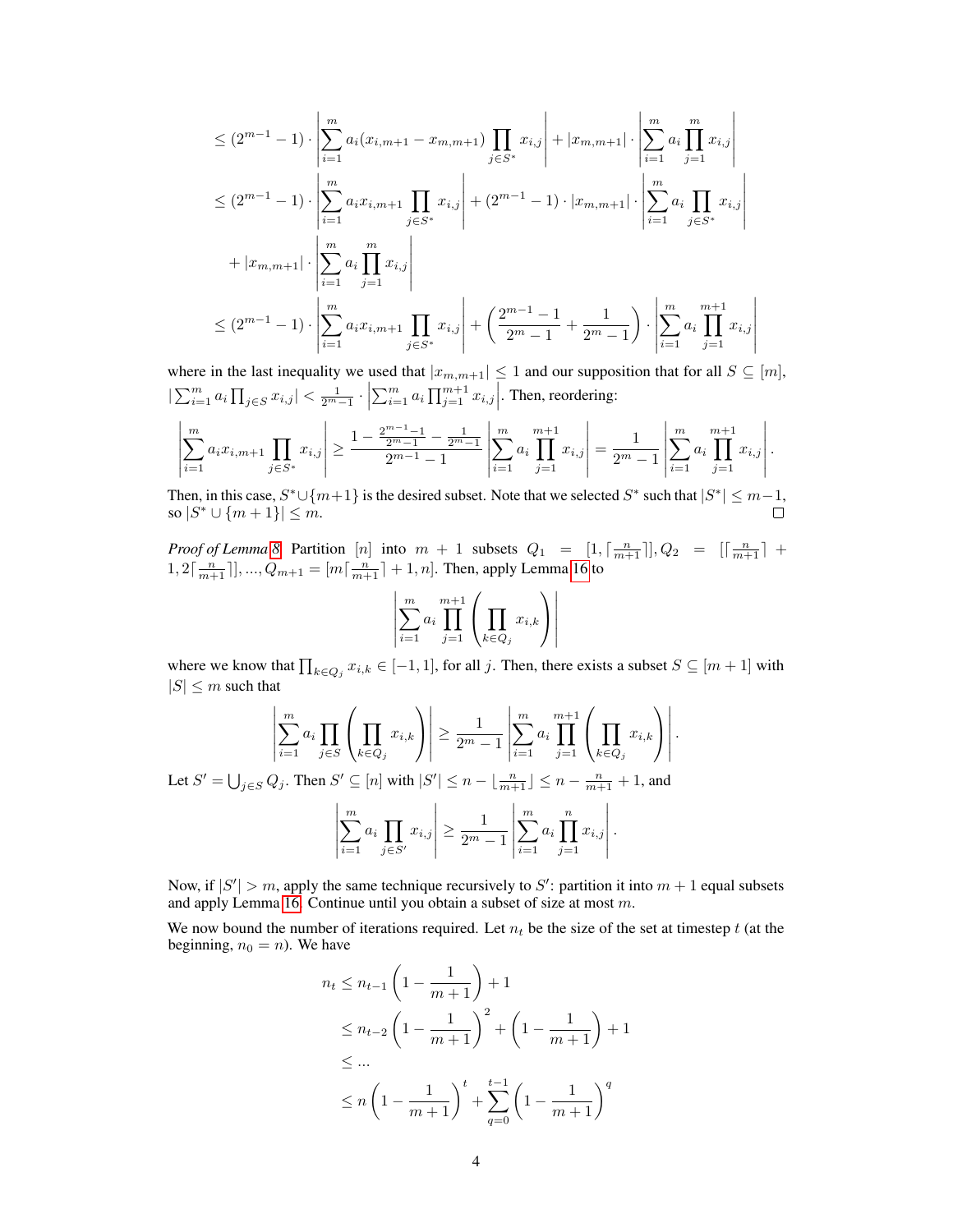$$
\begin{aligned}
&\leq (2^{m-1}-1) \cdot \left| \sum_{i=1}^{m} a_i (x_{i,m+1} - x_{m,m+1}) \prod_{j \in S^*} x_{i,j} \right| + |x_{m,m+1}| \cdot \left| \sum_{i=1}^{m} a_i \prod_{j=1}^{m} x_{i,j} \right| \\
&\leq (2^{m-1}-1) \cdot \left| \sum_{i=1}^{m} a_i x_{i,m+1} \prod_{j \in S^*} x_{i,j} \right| + (2^{m-1}-1) \cdot |x_{m,m+1}| \cdot \left| \sum_{i=1}^{m} a_i \prod_{j \in S^*} x_{i,j} \right| \\
&\quad + |x_{m,m+1}| \cdot \left| \sum_{i=1}^{m} a_i \prod_{j=1}^{m} x_{i,j} \right| \\
&\leq (2^{m-1}-1) \cdot \left| \sum_{i=1}^{m} a_i x_{i,m+1} \prod_{j \in S^*} x_{i,j} \right| + \left( \frac{2^{m-1}-1}{2^m-1} + \frac{1}{2^m-1} \right) \cdot \left| \sum_{i=1}^{m} a_i \prod_{j=1}^{m+1} x_{i,j} \right|
\end{aligned}
$$

where in the last inequality we used that $|x_{m,m+1}| \leq 1$ and our supposition that for all $S \subseteq [m]$, $|\sum_{i=1}^{m} a_i \prod_{j \in S} x_{i,j}| < \frac{1}{2^m-1} \cdot \left| \sum_{i=1}^{m} a_i \prod_{j=1}^{m+1} x_{i,j} \right|$. Then, reordering:

$$
\left| \sum_{i=1}^{m} a_i x_{i,m+1} \prod_{j \in S^*} x_{i,j} \right| \geq \frac{1 - \frac{2^{m-1}-1}{2^m-1} - \frac{1}{2^m-1}}{2^{m-1}-1} \left| \sum_{i=1}^{m} a_i \prod_{j=1}^{m+1} x_{i,j} \right| = \frac{1}{2^m-1} \left| \sum_{i=1}^{m} a_i \prod_{j=1}^{m+1} x_{i,j} \right|.
$$

Then, in this case, $S^* \cup \{m+1\}$ is the desired subset. Note that we selected $S^*$ such that $|S^*| \leq m-1$, so $|S^* \cup \{m+1\}| \leq m$. □

*Proof of Lemma 8.* Partition $[n]$ into $m+1$ subsets $Q_1 = [1, \lceil \frac{n}{m+1} \rceil], Q_2 = [\lceil \frac{n}{m+1} \rceil + 1, 2\lceil \frac{n}{m+1} \rceil], ..., Q_{m+1} = [m\lceil \frac{n}{m+1} \rceil + 1, n]$. Then, apply Lemma 16 to

$$
\left| \sum_{i=1}^{m} a_i \prod_{j=1}^{m+1} \left( \prod_{k \in Q_j} x_{i,k} \right) \right|
$$

where we know that $\prod_{k \in Q_j} x_{i,k} \in [-1, 1]$, for all $j$. Then, there exists a subset $S \subseteq [m+1]$ with $|S| \leq m$ such that

$$
\left| \sum_{i=1}^{m} a_i \prod_{j \in S} \left( \prod_{k \in Q_j} x_{i,k} \right) \right| \geq \frac{1}{2^m-1} \left| \sum_{i=1}^{m} a_i \prod_{j=1}^{m+1} \left( \prod_{k \in Q_j} x_{i,k} \right) \right|.
$$

Let $S' = \bigcup_{j \in S} Q_j$. Then $S' \subseteq [n]$ with $|S'| \leq n - \lfloor \frac{n}{m+1} \rfloor \leq n - \frac{n}{m+1} + 1$, and

$$
\left| \sum_{i=1}^{m} a_i \prod_{j \in S'} x_{i,j} \right| \geq \frac{1}{2^m-1} \left| \sum_{i=1}^{m} a_i \prod_{j=1}^{n} x_{i,j} \right|.
$$

Now, if $|S'| > m$, apply the same technique recursively to $S'$: partition it into $m+1$ equal subsets and apply Lemma 16. Continue until you obtain a subset of size at most $m$.

We now bound the number of iterations required. Let $n_t$ be the size of the set at timestep $t$ (at the beginning, $n_0 = n$). We have

$$
\begin{aligned}
n_t &\leq n_{t-1} \left( 1 - \frac{1}{m+1} \right) + 1 \\
&\leq n_{t-2} \left( 1 - \frac{1}{m+1} \right)^2 + \left( 1 - \frac{1}{m+1} \right) + 1 \\
&\leq ... \\
&\leq n \left( 1 - \frac{1}{m+1} \right)^t + \sum_{q=0}^{t-1} \left( 1 - \frac{1}{m+1} \right)^q
\end{aligned}
$$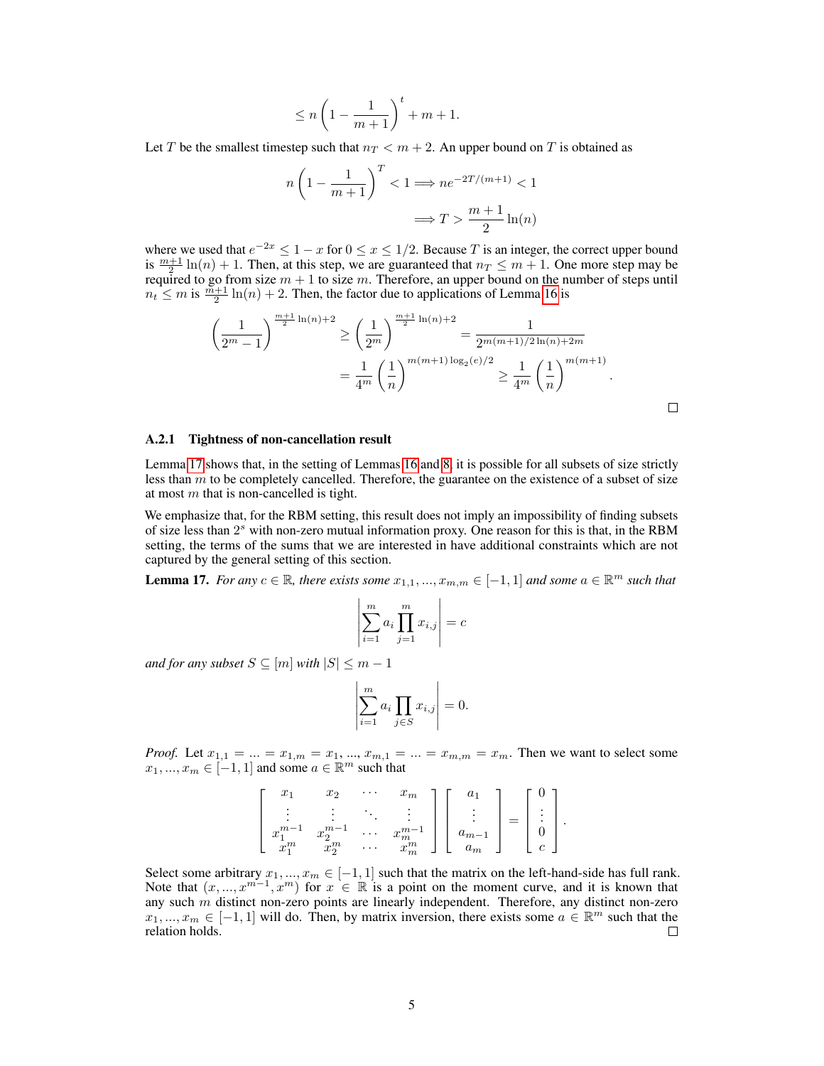$$\leq n\left(1 - \frac{1}{m+1}\right)^t + m + 1.$$

Let $T$ be the smallest timestep such that $n_T < m + 2$. An upper bound on $T$ is obtained as

$$n\left(1 - \frac{1}{m+1}\right)^T < 1 \Longrightarrow ne^{-2T/(m+1)} < 1$$
$$\Longrightarrow T > \frac{m+1}{2}\ln(n)$$

where we used that $e^{-2x} \leq 1 - x$ for $0 \leq x \leq 1/2$. Because $T$ is an integer, the correct upper bound is $\frac{m+1}{2}\ln(n) + 1$. Then, at this step, we are guaranteed that $n_T \leq m + 1$. One more step may be required to go from size $m + 1$ to size $m$. Therefore, an upper bound on the number of steps until $n_t \leq m$ is $\frac{m+1}{2}\ln(n) + 2$. Then, the factor due to applications of Lemma 16 is

$$\left(\frac{1}{2^m - 1}\right)^{\frac{m+1}{2}\ln(n)+2} \geq \left(\frac{1}{2^m}\right)^{\frac{m+1}{2}\ln(n)+2} = \frac{1}{2^{m(m+1)/2\ln(n)+2m}}$$
$$= \frac{1}{4^m}\left(\frac{1}{n}\right)^{m(m+1)\log_2(e)/2} \geq \frac{1}{4^m}\left(\frac{1}{n}\right)^{m(m+1)}.$$

□

### A.2.1 Tightness of non-cancellation result

Lemma 17 shows that, in the setting of Lemmas 16 and 8, it is possible for all subsets of size strictly less than $m$ to be completely cancelled. Therefore, the guarantee on the existence of a subset of size at most $m$ that is non-cancelled is tight.

We emphasize that, for the RBM setting, this result does not imply an impossibility of finding subsets of size less than $2^s$ with non-zero mutual information proxy. One reason for this is that, in the RBM setting, the terms of the sums that we are interested in have additional constraints which are not captured by the general setting of this section.

**Lemma 17.** *For any $c \in \mathbb{R}$, there exists some $x_{1,1}, ..., x_{m,m} \in [-1, 1]$ and some $a \in \mathbb{R}^m$ such that*

$$\left|\sum_{i=1}^m a_i \prod_{j=1}^m x_{i,j}\right| = c$$

*and for any subset $S \subseteq [m]$ with $|S| \leq m - 1$*

$$\left|\sum_{i=1}^m a_i \prod_{j\in S} x_{i,j}\right| = 0.$$

*Proof.* Let $x_{1,1} = ... = x_{1,m} = x_1$, ..., $x_{m,1} = ... = x_{m,m} = x_m$. Then we want to select some $x_1, ..., x_m \in [-1, 1]$ and some $a \in \mathbb{R}^m$ such that

$$\begin{bmatrix} x_1 & x_2 & \cdots & x_m \\ \vdots & \vdots & \ddots & \vdots \\ x_1^{m-1} & x_2^{m-1} & \cdots & x_m^{m-1} \\ x_1^m & x_2^m & \cdots & x_m^m \end{bmatrix} \begin{bmatrix} a_1 \\ \vdots \\ a_{m-1} \\ a_m \end{bmatrix} = \begin{bmatrix} 0 \\ \vdots \\ 0 \\ c \end{bmatrix}.$$

Select some arbitrary $x_1, ..., x_m \in [-1, 1]$ such that the matrix on the left-hand-side has full rank. Note that $(x, ..., x^{m-1}, x^m)$ for $x \in \mathbb{R}$ is a point on the moment curve, and it is known that any such $m$ distinct non-zero points are linearly independent. Therefore, any distinct non-zero $x_1, ..., x_m \in [-1, 1]$ will do. Then, by matrix inversion, there exists some $a \in \mathbb{R}^m$ such that the relation holds. □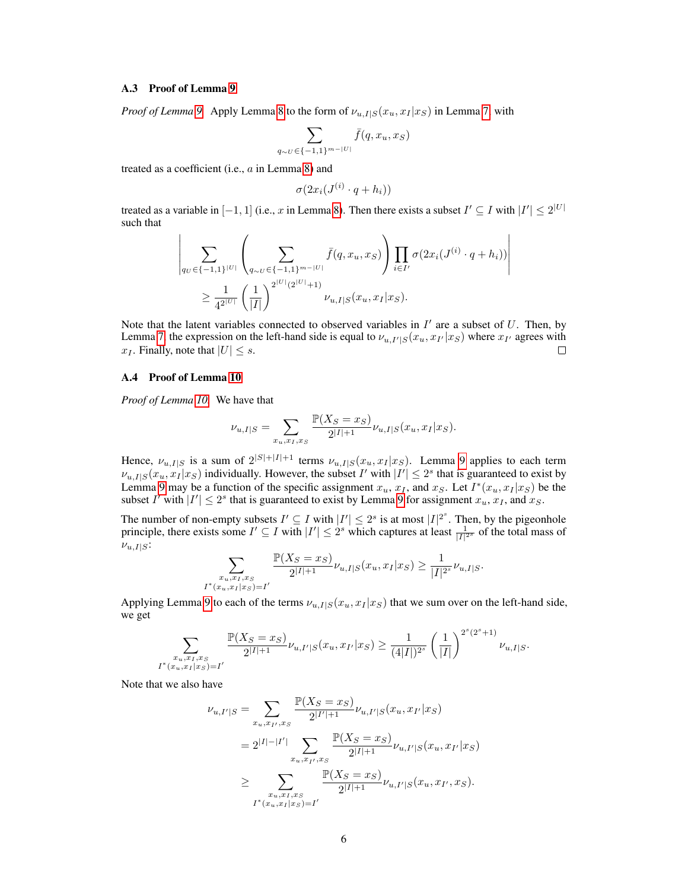### A.3 Proof of Lemma 9

*Proof of Lemma 9.* Apply Lemma 8 to the form of $\nu_{u,I|S}(x_u, x_I|x_S)$ in Lemma 7, with

$$\sum_{q_{\sim U} \in \{-1,1\}^{m-|U|}} \bar{f}(q, x_u, x_S)$$

treated as a coefficient (i.e., $a$ in Lemma 8) and

$$\sigma(2x_i(J^{(i)} \cdot q + h_i))$$

treated as a variable in $[-1, 1]$ (i.e., $x$ in Lemma 8). Then there exists a subset $I' \subseteq I$ with $|I'| \leq 2^{|U|}$ such that

$$\left| \sum_{q_U \in \{-1,1\}^{|U|}} \left( \sum_{q_{\sim U} \in \{-1,1\}^{m-|U|}} \bar{f}(q, x_u, x_S) \right) \prod_{i \in I'} \sigma(2x_i(J^{(i)} \cdot q + h_i)) \right|$$
$$\geq \frac{1}{4^{2^{|U|}}} \left( \frac{1}{|I|} \right)^{2^{|U|}(2^{|U|}+1)} \nu_{u,I|S}(x_u, x_I|x_S).$$

Note that the latent variables connected to observed variables in $I'$ are a subset of $U$. Then, by Lemma 7, the expression on the left-hand side is equal to $\nu_{u,I'|S}(x_u, x_{I'}|x_S)$ where $x_{I'}$ agrees with $x_I$. Finally, note that $|U| \leq s$. $\square$

### A.4 Proof of Lemma 10

*Proof of Lemma 10.* We have that

$$\nu_{u,I|S} = \sum_{x_u, x_I, x_S} \frac{\mathbb{P}(X_S = x_S)}{2^{|I|+1}} \nu_{u,I|S}(x_u, x_I|x_S).$$

Hence, $\nu_{u,I|S}$ is a sum of $2^{|S|+|I|+1}$ terms $\nu_{u,I|S}(x_u, x_I|x_S)$. Lemma 9 applies to each term $\nu_{u,I|S}(x_u, x_I|x_S)$ individually. However, the subset $I'$ with $|I'| \leq 2^s$ that is guaranteed to exist by Lemma 9 may be a function of the specific assignment $x_u$, $x_I$, and $x_S$. Let $I^*(x_u, x_I|x_S)$ be the subset $I'$ with $|I'| \leq 2^s$ that is guaranteed to exist by Lemma 9 for assignment $x_u$, $x_I$, and $x_S$.

The number of non-empty subsets $I' \subseteq I$ with $|I'| \leq 2^s$ is at most $|I|^{2^s}$. Then, by the pigeonhole principle, there exists some $I' \subseteq I$ with $|I'| \leq 2^s$ which captures at least $\frac{1}{|I|^{2^s}}$ of the total mass of $\nu_{u,I|S}$:

$$\sum_{\substack{x_u, x_I, x_S \\ I^*(x_u, x_I|x_S) = I'}} \frac{\mathbb{P}(X_S = x_S)}{2^{|I|+1}} \nu_{u,I|S}(x_u, x_I|x_S) \geq \frac{1}{|I|^{2^s}} \nu_{u,I|S}.$$

Applying Lemma 9 to each of the terms $\nu_{u,I|S}(x_u, x_I|x_S)$ that we sum over on the left-hand side, we get

$$\sum_{\substack{x_u, x_I, x_S \\ I^*(x_u, x_I|x_S) = I'}} \frac{\mathbb{P}(X_S = x_S)}{2^{|I|+1}} \nu_{u,I'|S}(x_u, x_{I'}|x_S) \geq \frac{1}{(4|I|)^{2^s}} \left( \frac{1}{|I|} \right)^{2^s(2^s+1)} \nu_{u,I|S}.$$

Note that we also have

$$\begin{aligned}
\nu_{u,I'|S} &= \sum_{x_u, x_{I'}, x_S} \frac{\mathbb{P}(X_S = x_S)}{2^{|I'|+1}} \nu_{u,I'|S}(x_u, x_{I'}|x_S) \\
&= 2^{|I|-|I'|} \sum_{x_u, x_{I'}, x_S} \frac{\mathbb{P}(X_S = x_S)}{2^{|I|+1}} \nu_{u,I'|S}(x_u, x_{I'}|x_S) \\
&\geq \sum_{\substack{x_u, x_I, x_S \\ I^*(x_u, x_I|x_S) = I'}} \frac{\mathbb{P}(X_S = x_S)}{2^{|I|+1}} \nu_{u,I'|S}(x_u, x_{I'}, x_S).
\end{aligned}$$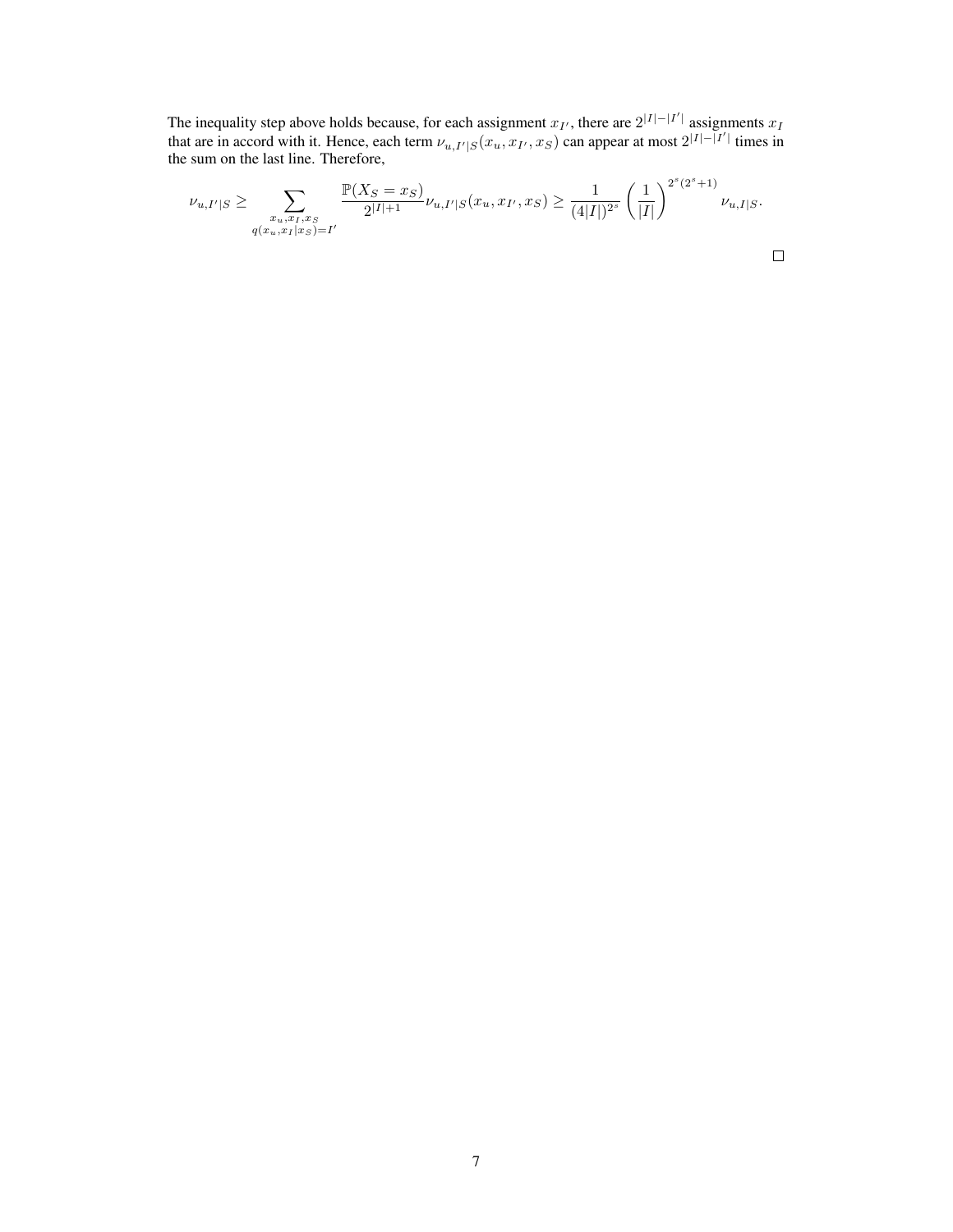The inequality step above holds because, for each assignment $x_{I'}$, there are $2^{|I|-|I'|}$ assignments $x_I$ that are in accord with it. Hence, each term $\nu_{u,I'|S}(x_u, x_{I'}, x_S)$ can appear at most $2^{|I|-|I'|}$ times in the sum on the last line. Therefore,

$$\nu_{u,I'|S} \geq \sum_{\substack{x_u, x_I, x_S \\ q(x_u, x_I | x_S) = I'}} \frac{\mathbb{P}(X_S = x_S)}{2^{|I|+1}} \nu_{u,I'|S}(x_u, x_{I'}, x_S) \geq \frac{1}{(4|I|)^{2^s}} \left(\frac{1}{|I|}\right)^{2^s(2^s+1)} \nu_{u,I|S}.$$

□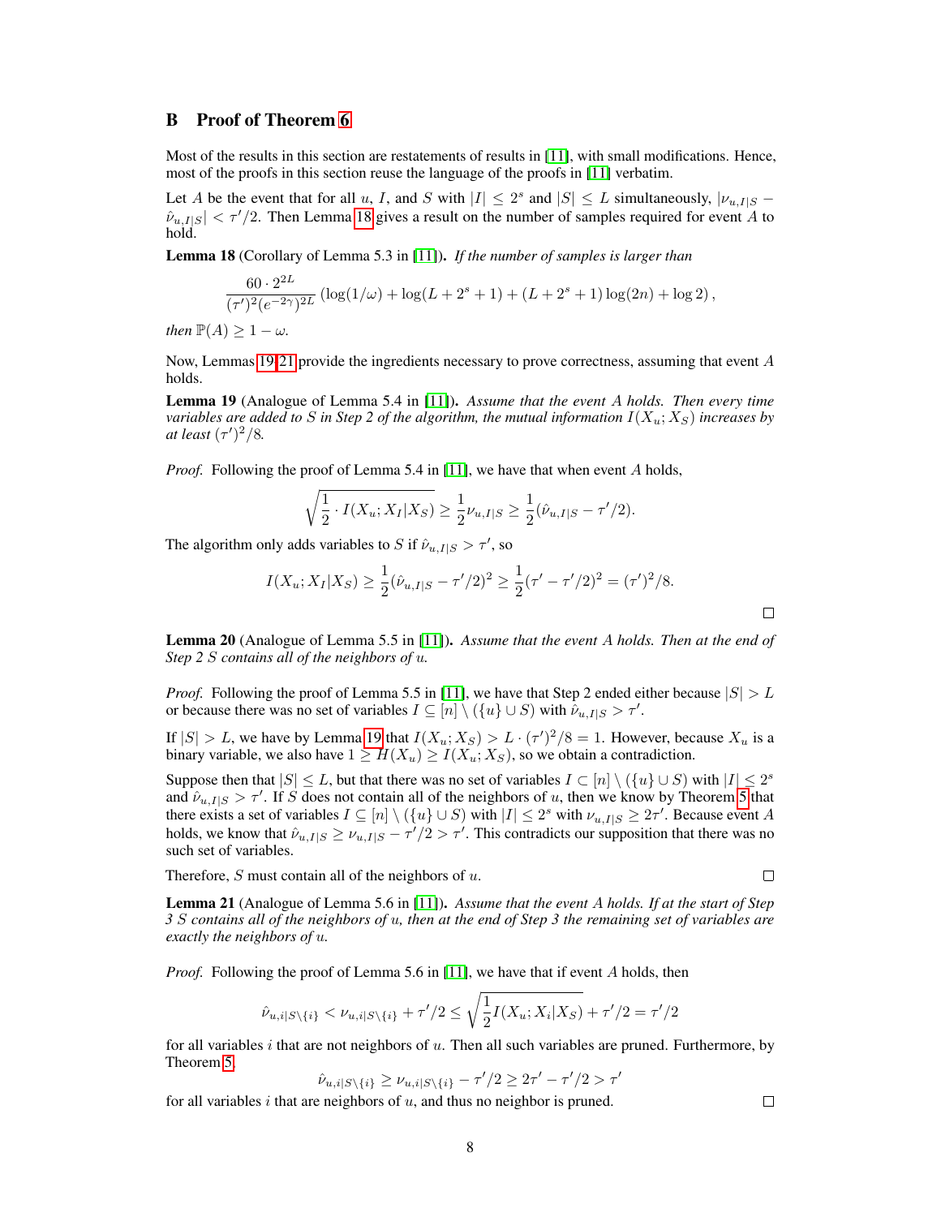## B Proof of Theorem 6

Most of the results in this section are restatements of results in [11], with small modifications. Hence, most of the proofs in this section reuse the language of the proofs in [11] verbatim.

Let $A$ be the event that for all $u$, $I$, and $S$ with $|I| \le 2^s$ and $|S| \le L$ simultaneously, $|\nu_{u,I|S} - \hat{\nu}_{u,I|S}| < \tau'/2$. Then Lemma 18 gives a result on the number of samples required for event $A$ to hold.

**Lemma 18** (Corollary of Lemma 5.3 in [11]). *If the number of samples is larger than*

$$\frac{60 \cdot 2^{2L}}{(\tau')^2 (e^{-2\gamma})^{2L}} \left( \log(1/\omega) + \log(L + 2^s + 1) + (L + 2^s + 1)\log(2n) + \log 2 \right),$$

*then* $\mathbb{P}(A) \ge 1 - \omega$.

Now, Lemmas 19-21 provide the ingredients necessary to prove correctness, assuming that event $A$ holds.

**Lemma 19** (Analogue of Lemma 5.4 in [11]). *Assume that the event $A$ holds. Then every time variables are added to $S$ in Step 2 of the algorithm, the mutual information $I(X_u; X_S)$ increases by at least $(\tau')^2/8$.*

*Proof.* Following the proof of Lemma 5.4 in [11], we have that when event $A$ holds,

$$\sqrt{\frac{1}{2} \cdot I(X_u; X_I | X_S)} \ge \frac{1}{2} \nu_{u,I|S} \ge \frac{1}{2} (\hat{\nu}_{u,I|S} - \tau'/2).$$

The algorithm only adds variables to $S$ if $\hat{\nu}_{u,I|S} > \tau'$, so

$$I(X_u; X_I | X_S) \ge \frac{1}{2} (\hat{\nu}_{u,I|S} - \tau'/2)^2 \ge \frac{1}{2} (\tau' - \tau'/2)^2 = (\tau')^2/8.$$

□

**Lemma 20** (Analogue of Lemma 5.5 in [11]). *Assume that the event $A$ holds. Then at the end of Step 2 $S$ contains all of the neighbors of $u$.*

*Proof.* Following the proof of Lemma 5.5 in [11], we have that Step 2 ended either because $|S| > L$ or because there was no set of variables $I \subseteq [n] \setminus (\{u\} \cup S)$ with $\hat{\nu}_{u,I|S} > \tau'$.

If $|S| > L$, we have by Lemma 19 that $I(X_u; X_S) > L \cdot (\tau')^2/8 = 1$. However, because $X_u$ is a binary variable, we also have $1 \ge H(X_u) \ge I(X_u; X_S)$, so we obtain a contradiction.

Suppose then that $|S| \le L$, but that there was no set of variables $I \subset [n] \setminus (\{u\} \cup S)$ with $|I| \le 2^s$ and $\hat{\nu}_{u,I|S} > \tau'$. If $S$ does not contain all of the neighbors of $u$, then we know by Theorem 5 that there exists a set of variables $I \subseteq [n] \setminus (\{u\} \cup S)$ with $|I| \le 2^s$ with $\nu_{u,I|S} \ge 2\tau'$. Because event $A$ holds, we know that $\hat{\nu}_{u,I|S} \ge \nu_{u,I|S} - \tau'/2 > \tau'$. This contradicts our supposition that there was no such set of variables.

Therefore, $S$ must contain all of the neighbors of $u$. □

**Lemma 21** (Analogue of Lemma 5.6 in [11]). *Assume that the event $A$ holds. If at the start of Step 3 $S$ contains all of the neighbors of $u$, then at the end of Step 3 the remaining set of variables are exactly the neighbors of $u$.*

*Proof.* Following the proof of Lemma 5.6 in [11], we have that if event $A$ holds, then

$$\hat{\nu}_{u,i|S\setminus\{i\}} < \nu_{u,i|S\setminus\{i\}} + \tau'/2 \le \sqrt{\frac{1}{2} I(X_u; X_i | X_S)} + \tau'/2 = \tau'/2$$

for all variables $i$ that are not neighbors of $u$. Then all such variables are pruned. Furthermore, by Theorem 5,

$$\hat{\nu}_{u,i|S\setminus\{i\}} \ge \nu_{u,i|S\setminus\{i\}} - \tau'/2 \ge 2\tau' - \tau'/2 > \tau'$$

for all variables $i$ that are neighbors of $u$, and thus no neighbor is pruned. □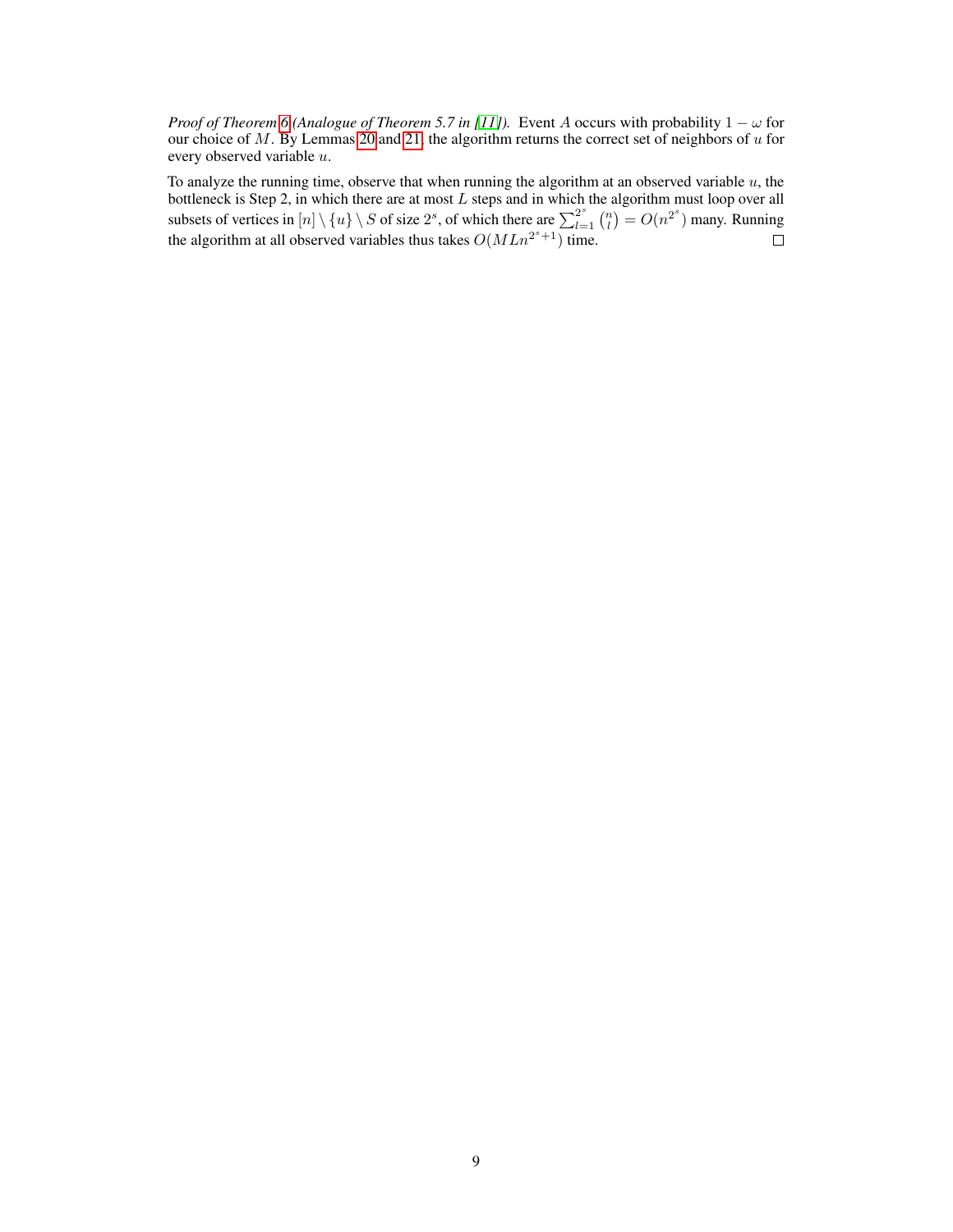*Proof of Theorem 6 (Analogue of Theorem 5.7 in [11]).* Event $A$ occurs with probability $1 - \omega$ for our choice of $M$. By Lemmas 20 and 21, the algorithm returns the correct set of neighbors of $u$ for every observed variable $u$.

To analyze the running time, observe that when running the algorithm at an observed variable $u$, the bottleneck is Step 2, in which there are at most $L$ steps and in which the algorithm must loop over all subsets of vertices in $[n] \setminus \{u\} \setminus S$ of size $2^s$, of which there are $\sum_{l=1}^{2^s} \binom{n}{l} = O(n^{2^s})$ many. Running the algorithm at all observed variables thus takes $O(MLn^{2^s+1})$ time. ☐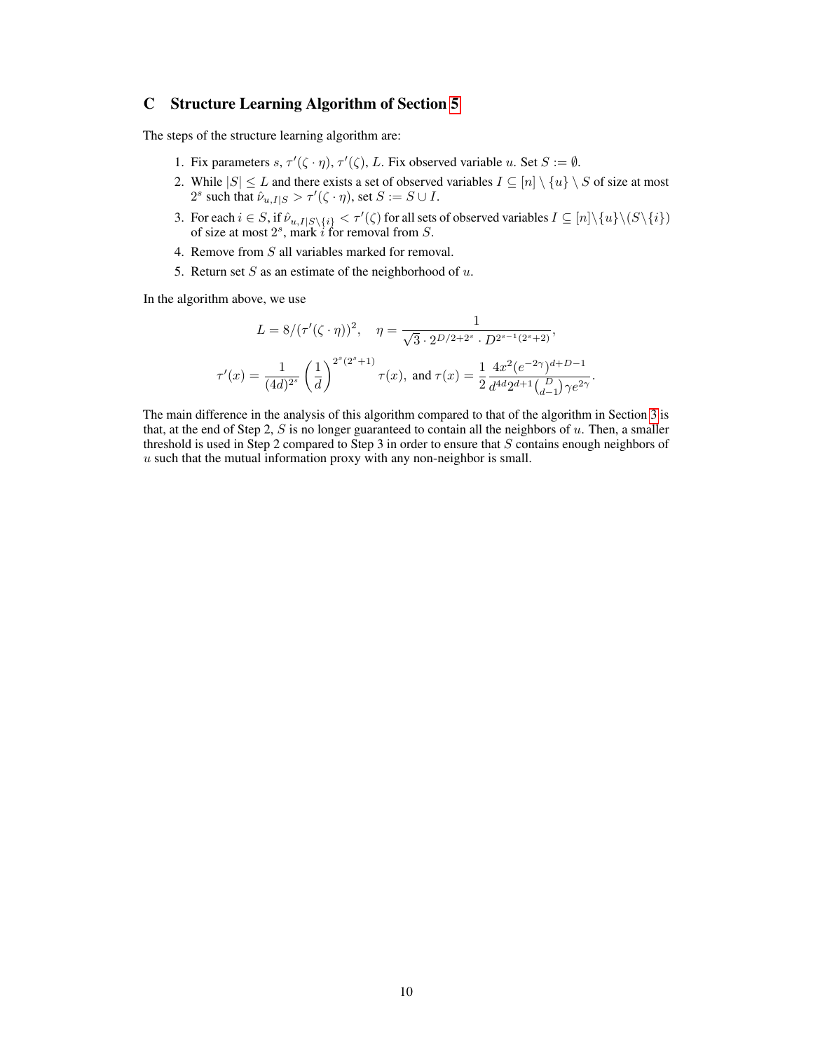# C Structure Learning Algorithm of Section 5

The steps of the structure learning algorithm are:

1. Fix parameters $s$, $\tau'(\zeta \cdot \eta)$, $\tau'(\zeta)$, $L$. Fix observed variable $u$. Set $S := \emptyset$.
2. While $|S| \le L$ and there exists a set of observed variables $I \subseteq [n] \setminus \{u\} \setminus S$ of size at most $2^s$ such that $\hat{\nu}_{u,I|S} > \tau'(\zeta \cdot \eta)$, set $S := S \cup I$.
3. For each $i \in S$, if $\hat{\nu}_{u,I|S\setminus\{i\}} < \tau'(\zeta)$ for all sets of observed variables $I \subseteq [n]\setminus\{u\}\setminus(S\setminus\{i\})$ of size at most $2^s$, mark $i$ for removal from $S$.
4. Remove from $S$ all variables marked for removal.
5. Return set $S$ as an estimate of the neighborhood of $u$.

In the algorithm above, we use

$$L = 8/(\tau'(\zeta \cdot \eta))^2, \quad \eta = \frac{1}{\sqrt{3} \cdot 2^{D/2+2^s} \cdot D^{2^{s-1}(2^s+2)}},$$

$$\tau'(x) = \frac{1}{(4d)^{2^s}} \left(\frac{1}{d}\right)^{2^s(2^s+1)} \tau(x), \text{ and } \tau(x) = \frac{1}{2} \frac{4x^2(e^{-2\gamma})^{d+D-1}}{d^{4d} 2^{d+1} \binom{D}{d-1} \gamma e^{2\gamma}}.$$

The main difference in the analysis of this algorithm compared to that of the algorithm in Section 3 is that, at the end of Step 2, $S$ is no longer guaranteed to contain all the neighbors of $u$. Then, a smaller threshold is used in Step 2 compared to Step 3 in order to ensure that $S$ contains enough neighbors of $u$ such that the mutual information proxy with any non-neighbor is small.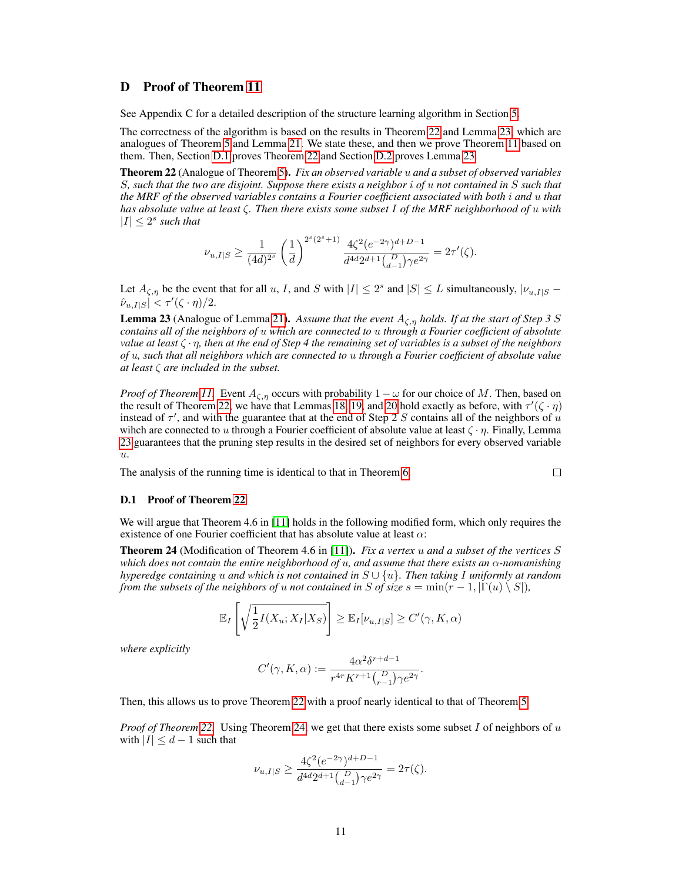# D Proof of Theorem 11

See Appendix C for a detailed description of the structure learning algorithm in Section 5.

The correctness of the algorithm is based on the results in Theorem 22 and Lemma 23, which are analogues of Theorem 5 and Lemma 21. We state these, and then we prove Theorem 11 based on them. Then, Section D.1 proves Theorem 22 and Section D.2 proves Lemma 23.

**Theorem 22** (Analogue of Theorem 5). *Fix an observed variable $u$ and a subset of observed variables $S$, such that the two are disjoint. Suppose there exists a neighbor $i$ of $u$ not contained in $S$ such that the MRF of the observed variables contains a Fourier coefficient associated with both $i$ and $u$ that has absolute value at least $\zeta$. Then there exists some subset $I$ of the MRF neighborhood of $u$ with $|I| \leq 2^s$ such that*

$$\nu_{u,I|S} \geq \frac{1}{(4d)^{2^s}} \left(\frac{1}{d}\right)^{2^s(2^s+1)} \frac{4\zeta^2(e^{-2\gamma})^{d+D-1}}{d^{4d}2^{d+1}\binom{D}{d-1}\gamma e^{2\gamma}} = 2\tau'(\zeta).$$

Let $A_{\zeta,\eta}$ be the event that for all $u$, $I$, and $S$ with $|I| \leq 2^s$ and $|S| \leq L$ simultaneously, $|\nu_{u,I|S} - \hat{\nu}_{u,I|S}| < \tau'(\zeta \cdot \eta)/2$.

**Lemma 23** (Analogue of Lemma 21). *Assume that the event $A_{\zeta,\eta}$ holds. If at the start of Step 3 $S$ contains all of the neighbors of $u$ which are connected to $u$ through a Fourier coefficient of absolute value at least $\zeta \cdot \eta$, then at the end of Step 4 the remaining set of variables is a subset of the neighbors of $u$, such that all neighbors which are connected to $u$ through a Fourier coefficient of absolute value at least $\zeta$ are included in the subset.*

*Proof of Theorem 11.* Event $A_{\zeta,\eta}$ occurs with probability $1 - \omega$ for our choice of $M$. Then, based on the result of Theorem 22, we have that Lemmas 18, 19, and 20 hold exactly as before, with $\tau'(\zeta \cdot \eta)$ instead of $\tau'$, and with the guarantee that at the end of Step 2 $S$ contains all of the neighbors of $u$ wihch are connected to $u$ through a Fourier coefficient of absolute value at least $\zeta \cdot \eta$. Finally, Lemma 23 guarantees that the pruning step results in the desired set of neighbors for every observed variable $u$.

The analysis of the running time is identical to that in Theorem 6. □

## D.1 Proof of Theorem 22

We will argue that Theorem 4.6 in [11] holds in the following modified form, which only requires the existence of one Fourier coefficient that has absolute value at least $\alpha$:

**Theorem 24** (Modification of Theorem 4.6 in [11]). *Fix a vertex $u$ and a subset of the vertices $S$ which does not contain the entire neighborhood of $u$, and assume that there exists an $\alpha$-nonvanishing hyperedge containing $u$ and which is not contained in $S \cup \{u\}$. Then taking $I$ uniformly at random from the subsets of the neighbors of $u$ not contained in $S$ of size $s = \min(r-1, |\Gamma(u) \setminus S|)$,*

$$\mathbb{E}_I \left[\sqrt{\frac{1}{2} I(X_u; X_I|X_S)}\right] \geq \mathbb{E}_I[\nu_{u,I|S}] \geq C'(\gamma, K, \alpha)$$

*where explicitly*

$$C'(\gamma, K, \alpha) := \frac{4\alpha^2\delta^{r+d-1}}{r^{4r}K^{r+1}\binom{D}{r-1}\gamma e^{2\gamma}}.$$

Then, this allows us to prove Theorem 22 with a proof nearly identical to that of Theorem 5.

*Proof of Theorem 22.* Using Theorem 24, we get that there exists some subset $I$ of neighbors of $u$ with $|I| \leq d-1$ such that

$$\nu_{u,I|S} \geq \frac{4\zeta^2(e^{-2\gamma})^{d+D-1}}{d^{4d}2^{d+1}\binom{D}{d-1}\gamma e^{2\gamma}} = 2\tau(\zeta).$$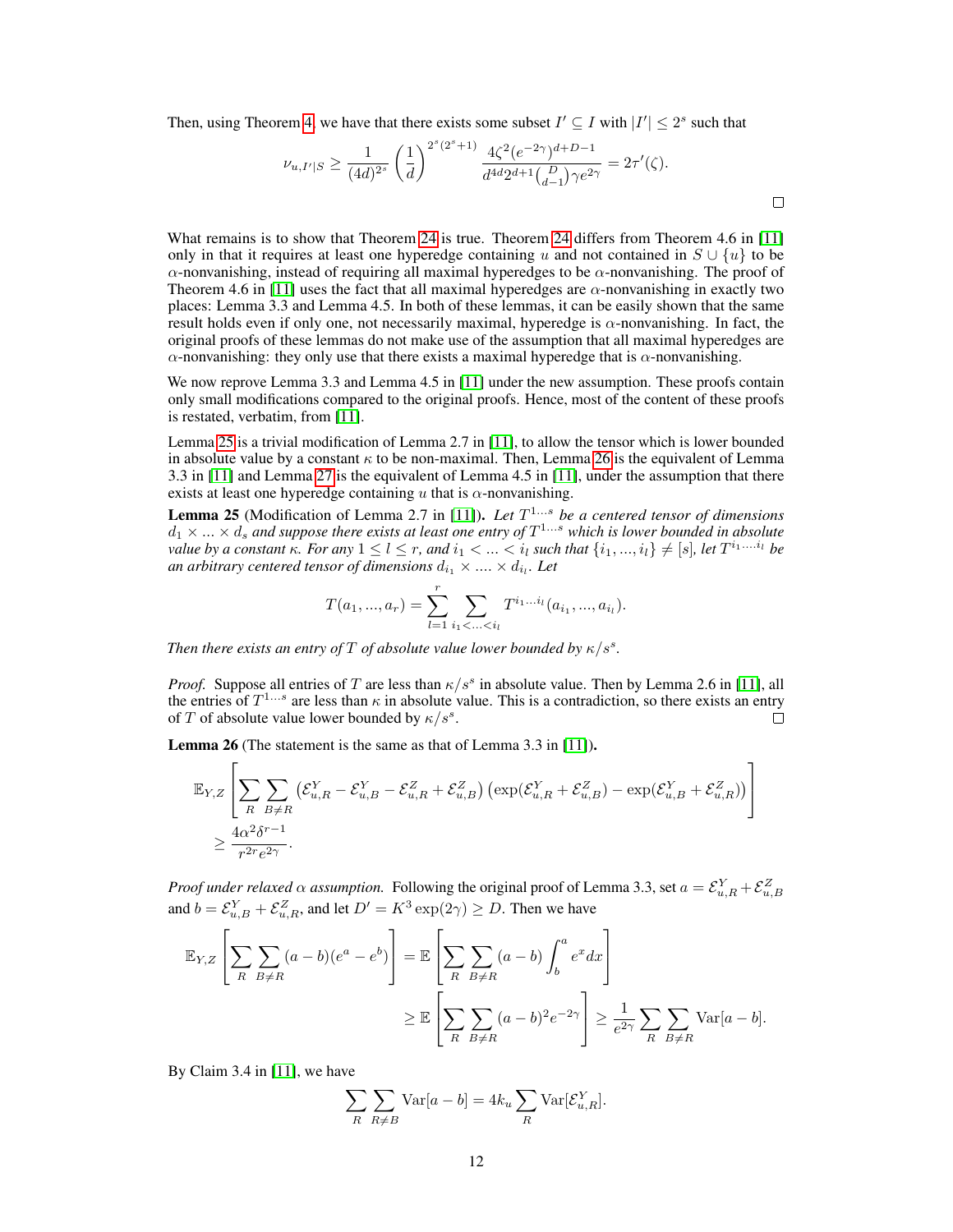Then, using Theorem 4, we have that there exists some subset $I' \subseteq I$ with $|I'| \leq 2^s$ such that

$$\nu_{u,I'|S} \geq \frac{1}{(4d)^{2^s}} \left(\frac{1}{d}\right)^{2^s(2^s+1)} \frac{4\zeta^2(e^{-2\gamma})^{d+D-1}}{d^{4d}2^{d+1}\binom{D}{d-1}\gamma e^{2\gamma}} = 2\tau'(\zeta).$$

□

What remains is to show that Theorem 24 is true. Theorem 24 differs from Theorem 4.6 in [11] only in that it requires at least one hyperedge containing $u$ and not contained in $S \cup \{u\}$ to be $\alpha$-nonvanishing, instead of requiring all maximal hyperedges to be $\alpha$-nonvanishing. The proof of Theorem 4.6 in [11] uses the fact that all maximal hyperedges are $\alpha$-nonvanishing in exactly two places: Lemma 3.3 and Lemma 4.5. In both of these lemmas, it can be easily shown that the same result holds even if only one, not necessarily maximal, hyperedge is $\alpha$-nonvanishing. In fact, the original proofs of these lemmas do not make use of the assumption that all maximal hyperedges are $\alpha$-nonvanishing: they only use that there exists a maximal hyperedge that is $\alpha$-nonvanishing.

We now reprove Lemma 3.3 and Lemma 4.5 in [11] under the new assumption. These proofs contain only small modifications compared to the original proofs. Hence, most of the content of these proofs is restated, verbatim, from [11].

Lemma 25 is a trivial modification of Lemma 2.7 in [11], to allow the tensor which is lower bounded in absolute value by a constant $\kappa$ to be non-maximal. Then, Lemma 26 is the equivalent of Lemma 3.3 in [11] and Lemma 27 is the equivalent of Lemma 4.5 in [11], under the assumption that there exists at least one hyperedge containing $u$ that is $\alpha$-nonvanishing.

**Lemma 25** (Modification of Lemma 2.7 in [11])**.** *Let $T^{1...s}$ be a centered tensor of dimensions $d_1 \times ... \times d_s$ and suppose there exists at least one entry of $T^{1...s}$ which is lower bounded in absolute value by a constant $\kappa$. For any $1 \leq l \leq r$, and $i_1 < ... < i_l$ such that $\{i_1, ..., i_l\} \neq [s]$, let $T^{i_1...i_l}$ be an arbitrary centered tensor of dimensions $d_{i_1} \times .... \times d_{i_l}$. Let*

$$T(a_1, ..., a_r) = \sum_{l=1}^{r} \sum_{i_1<...<i_l} T^{i_1...i_l}(a_{i_1}, ..., a_{i_l}).$$

*Then there exists an entry of $T$ of absolute value lower bounded by $\kappa/s^s$.*

*Proof.* Suppose all entries of $T$ are less than $\kappa/s^s$ in absolute value. Then by Lemma 2.6 in [11], all the entries of $T^{1...s}$ are less than $\kappa$ in absolute value. This is a contradiction, so there exists an entry of $T$ of absolute value lower bounded by $\kappa/s^s$. □

**Lemma 26** (The statement is the same as that of Lemma 3.3 in [11])**.**

$$\mathbb{E}_{Y,Z}\left[\sum_R \sum_{B \neq R} \left(\mathcal{E}^Y_{u,R} - \mathcal{E}^Y_{u,B} - \mathcal{E}^Z_{u,R} + \mathcal{E}^Z_{u,B}\right)\left(\exp(\mathcal{E}^Y_{u,R} + \mathcal{E}^Z_{u,B}) - \exp(\mathcal{E}^Y_{u,B} + \mathcal{E}^Z_{u,R})\right)\right]$$
$$\geq \frac{4\alpha^2\delta^{r-1}}{r^{2r}e^{2\gamma}}.$$

*Proof under relaxed $\alpha$ assumption.* Following the original proof of Lemma 3.3, set $a = \mathcal{E}^Y_{u,R} + \mathcal{E}^Z_{u,B}$ and $b = \mathcal{E}^Y_{u,B} + \mathcal{E}^Z_{u,R}$, and let $D' = K^3 \exp(2\gamma) \geq D$. Then we have

$$\mathbb{E}_{Y,Z}\left[\sum_R \sum_{B \neq R} (a-b)(e^a - e^b)\right] = \mathbb{E}\left[\sum_R \sum_{B \neq R} (a-b) \int_b^a e^x dx\right]$$
$$\geq \mathbb{E}\left[\sum_R \sum_{B \neq R} (a-b)^2 e^{-2\gamma}\right] \geq \frac{1}{e^{2\gamma}} \sum_R \sum_{B \neq R} \mathrm{Var}[a-b].$$

By Claim 3.4 in [11], we have

$$\sum_R \sum_{R \neq B} \mathrm{Var}[a-b] = 4k_u \sum_R \mathrm{Var}[\mathcal{E}^Y_{u,R}].$$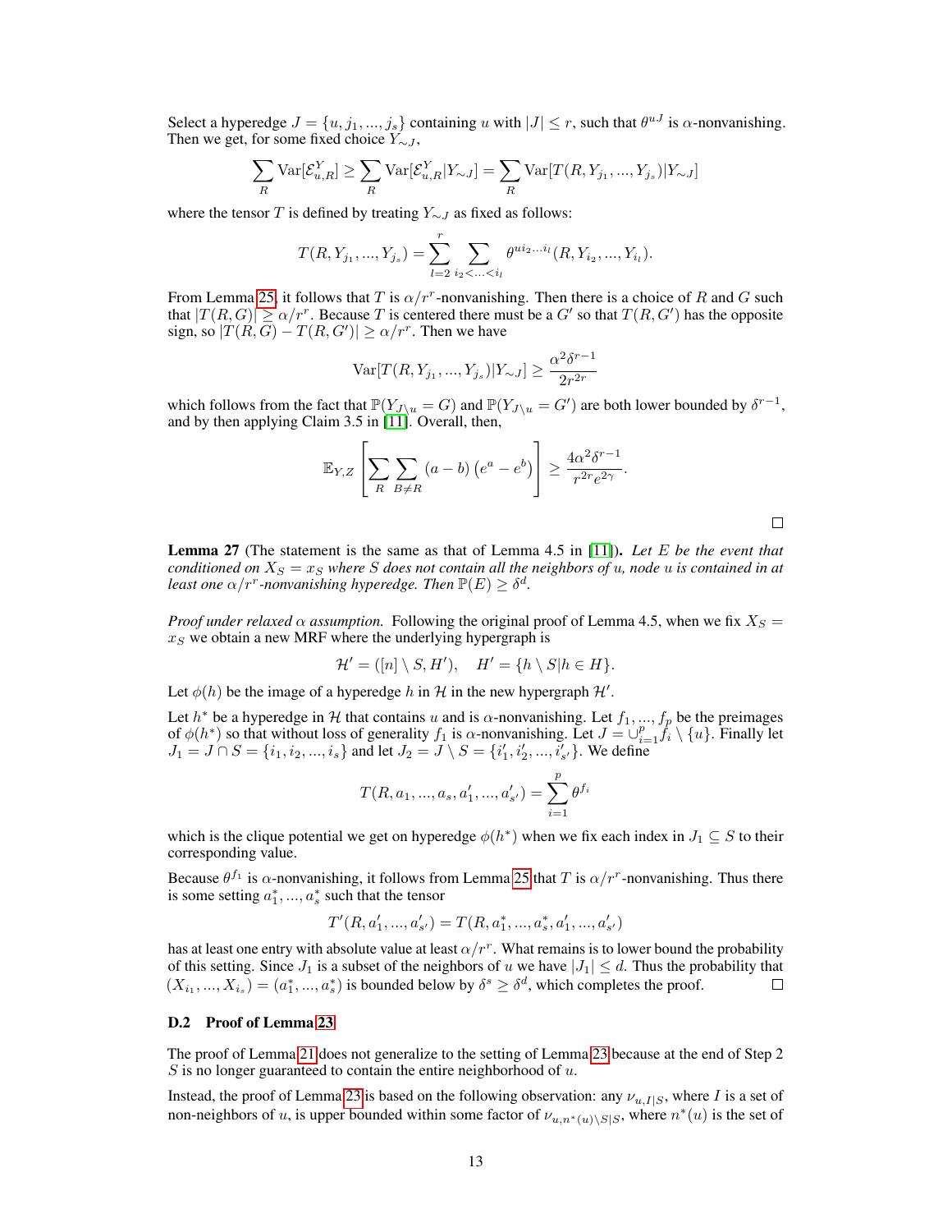Select a hyperedge $J = \{u, j_1, ..., j_s\}$ containing $u$ with $|J| \le r$, such that $\theta^{uJ}$ is $\alpha$-nonvanishing. Then we get, for some fixed choice $Y_{\sim J}$,

$$\sum_R \mathrm{Var}[\mathcal{E}^Y_{u,R}] \ge \sum_R \mathrm{Var}[\mathcal{E}^Y_{u,R}|Y_{\sim J}] = \sum_R \mathrm{Var}[T(R, Y_{j_1}, ..., Y_{j_s})|Y_{\sim J}]$$

where the tensor $T$ is defined by treating $Y_{\sim J}$ as fixed as follows:

$$T(R, Y_{j_1}, ..., Y_{j_s}) = \sum_{l=2}^{r} \sum_{i_2 < ... < i_l} \theta^{u i_2 ... i_l}(R, Y_{i_2}, ..., Y_{i_l}).$$

From Lemma 25, it follows that $T$ is $\alpha/r^r$-nonvanishing. Then there is a choice of $R$ and $G$ such that $|T(R, G)| \ge \alpha/r^r$. Because $T$ is centered there must be a $G'$ so that $T(R, G')$ has the opposite sign, so $|T(R, G) - T(R, G')| \ge \alpha/r^r$. Then we have

$$\mathrm{Var}[T(R, Y_{j_1}, ..., Y_{j_s})|Y_{\sim J}] \ge \frac{\alpha^2 \delta^{r-1}}{2r^{2r}}$$

which follows from the fact that $\mathbb{P}(Y_{J\setminus u} = G)$ and $\mathbb{P}(Y_{J\setminus u} = G')$ are both lower bounded by $\delta^{r-1}$, and by then applying Claim 3.5 in [11]. Overall, then,

$$\mathbb{E}_{Y,Z}\left[\sum_R \sum_{B \ne R} (a - b)\left(e^a - e^b\right)\right] \ge \frac{4\alpha^2 \delta^{r-1}}{r^{2r} e^{2\gamma}}.$$

□

**Lemma 27** (The statement is the same as that of Lemma 4.5 in [11]). *Let $E$ be the event that conditioned on $X_S = x_S$ where $S$ does not contain all the neighbors of $u$, node $u$ is contained in at least one $\alpha/r^r$-nonvanishing hyperedge. Then $\mathbb{P}(E) \ge \delta^d$.*

*Proof under relaxed $\alpha$ assumption.* Following the original proof of Lemma 4.5, when we fix $X_S = x_S$ we obtain a new MRF where the underlying hypergraph is

$$\mathcal{H}' = ([n] \setminus S, H'), \quad H' = \{h \setminus S | h \in H\}.$$

Let $\phi(h)$ be the image of a hyperedge $h$ in $\mathcal{H}$ in the new hypergraph $\mathcal{H}'$.

Let $h^*$ be a hyperedge in $\mathcal{H}$ that contains $u$ and is $\alpha$-nonvanishing. Let $f_1, ..., f_p$ be the preimages of $\phi(h^*)$ so that without loss of generality $f_1$ is $\alpha$-nonvanishing. Let $J = \cup_{i=1}^p f_i \setminus \{u\}$. Finally let $J_1 = J \cap S = \{i_1, i_2, ..., i_s\}$ and let $J_2 = J \setminus S = \{i'_1, i'_2, ..., i'_{s'}\}$. We define

$$T(R, a_1, ..., a_s, a'_1, ..., a'_{s'}) = \sum_{i=1}^{p} \theta^{f_i}$$

which is the clique potential we get on hyperedge $\phi(h^*)$ when we fix each index in $J_1 \subseteq S$ to their corresponding value.

Because $\theta^{f_1}$ is $\alpha$-nonvanishing, it follows from Lemma 25 that $T$ is $\alpha/r^r$-nonvanishing. Thus there is some setting $a^*_1, ..., a^*_s$ such that the tensor

$$T'(R, a'_1, ..., a'_{s'}) = T(R, a^*_1, ..., a^*_s, a'_1, ..., a'_{s'})$$

has at least one entry with absolute value at least $\alpha/r^r$. What remains is to lower bound the probability of this setting. Since $J_1$ is a subset of the neighbors of $u$ we have $|J_1| \le d$. Thus the probability that $(X_{i_1}, ..., X_{i_s}) = (a^*_1, ..., a^*_s)$ is bounded below by $\delta^s \ge \delta^d$, which completes the proof. □

### D.2 Proof of Lemma 23

The proof of Lemma 21 does not generalize to the setting of Lemma 23 because at the end of Step 2 $S$ is no longer guaranteed to contain the entire neighborhood of $u$.

Instead, the proof of Lemma 23 is based on the following observation: any $\nu_{u,I|S}$, where $I$ is a set of non-neighbors of $u$, is upper bounded within some factor of $\nu_{u,n^*(u)\setminus S|S}$, where $n^*(u)$ is the set of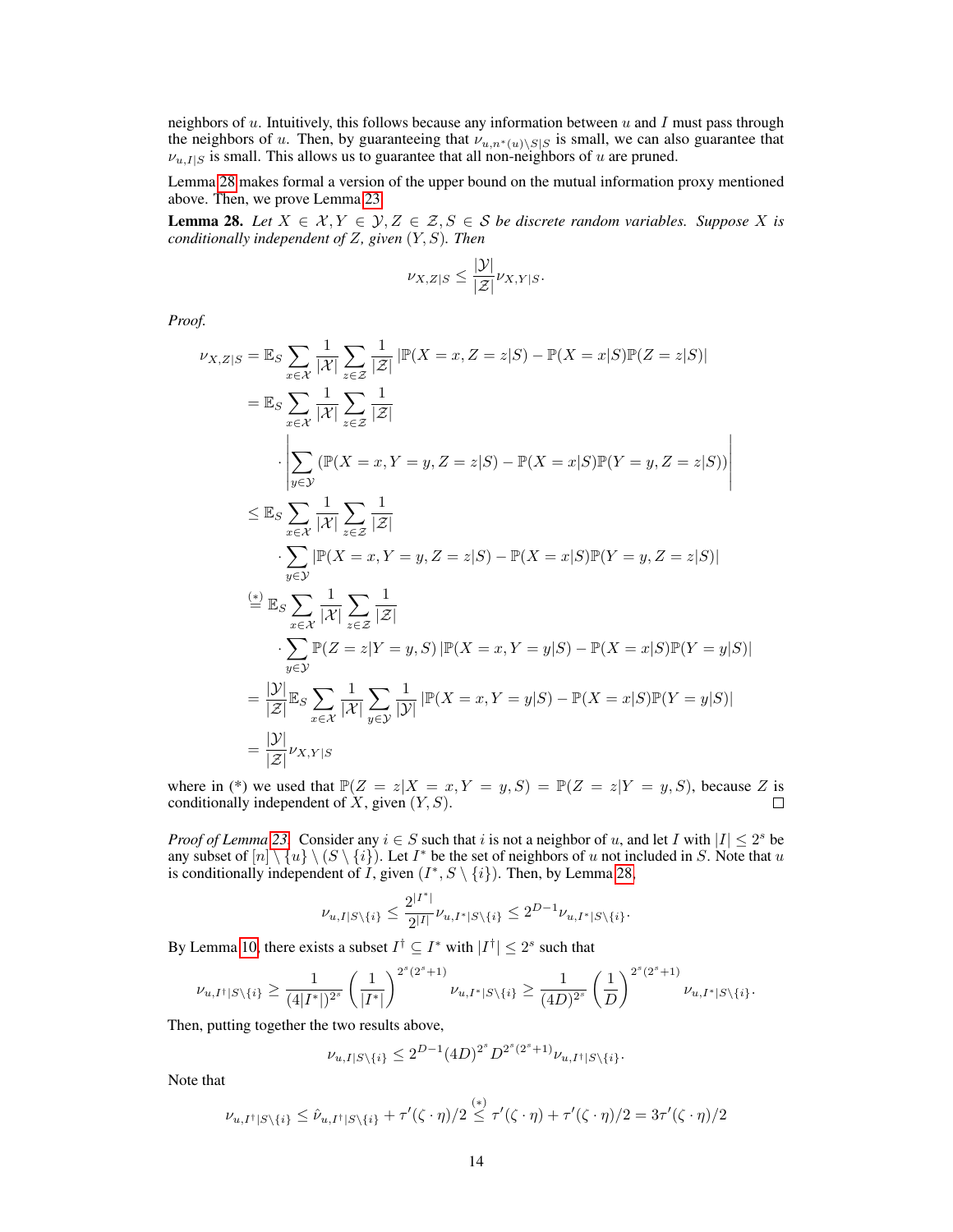neighbors of $u$. Intuitively, this follows because any information between $u$ and $I$ must pass through the neighbors of $u$. Then, by guaranteeing that $\nu_{u,n^*(u)\setminus S|S}$ is small, we can also guarantee that $\nu_{u,I|S}$ is small. This allows us to guarantee that all non-neighbors of $u$ are pruned.

Lemma 28 makes formal a version of the upper bound on the mutual information proxy mentioned above. Then, we prove Lemma 23.

**Lemma 28.** *Let $X \in \mathcal{X}, Y \in \mathcal{Y}, Z \in \mathcal{Z}, S \in \mathcal{S}$ be discrete random variables. Suppose $X$ is conditionally independent of $Z$, given $(Y, S)$. Then*

$$\nu_{X,Z|S} \leq \frac{|\mathcal{Y}|}{|\mathcal{Z}|}\nu_{X,Y|S}.$$

*Proof.*

$$\begin{aligned}
\nu_{X,Z|S} &= \mathbb{E}_S \sum_{x\in\mathcal{X}} \frac{1}{|\mathcal{X}|} \sum_{z\in\mathcal{Z}} \frac{1}{|\mathcal{Z}|} \left|\mathbb{P}(X=x, Z=z|S) - \mathbb{P}(X=x|S)\mathbb{P}(Z=z|S)\right| \\
&= \mathbb{E}_S \sum_{x\in\mathcal{X}} \frac{1}{|\mathcal{X}|} \sum_{z\in\mathcal{Z}} \frac{1}{|\mathcal{Z}|} \\
&\quad \cdot \left|\sum_{y\in\mathcal{Y}} \left(\mathbb{P}(X=x, Y=y, Z=z|S) - \mathbb{P}(X=x|S)\mathbb{P}(Y=y, Z=z|S)\right)\right| \\
&\leq \mathbb{E}_S \sum_{x\in\mathcal{X}} \frac{1}{|\mathcal{X}|} \sum_{z\in\mathcal{Z}} \frac{1}{|\mathcal{Z}|} \\
&\quad \cdot \sum_{y\in\mathcal{Y}} \left|\mathbb{P}(X=x, Y=y, Z=z|S) - \mathbb{P}(X=x|S)\mathbb{P}(Y=y, Z=z|S)\right| \\
&\overset{(*)}{=} \mathbb{E}_S \sum_{x\in\mathcal{X}} \frac{1}{|\mathcal{X}|} \sum_{z\in\mathcal{Z}} \frac{1}{|\mathcal{Z}|} \\
&\quad \cdot \sum_{y\in\mathcal{Y}} \mathbb{P}(Z=z|Y=y,S) \left|\mathbb{P}(X=x, Y=y|S) - \mathbb{P}(X=x|S)\mathbb{P}(Y=y|S)\right| \\
&= \frac{|\mathcal{Y}|}{|\mathcal{Z}|}\mathbb{E}_S \sum_{x\in\mathcal{X}} \frac{1}{|\mathcal{X}|} \sum_{y\in\mathcal{Y}} \frac{1}{|\mathcal{Y}|} \left|\mathbb{P}(X=x, Y=y|S) - \mathbb{P}(X=x|S)\mathbb{P}(Y=y|S)\right| \\
&= \frac{|\mathcal{Y}|}{|\mathcal{Z}|}\nu_{X,Y|S}
\end{aligned}$$

where in (*) we used that $\mathbb{P}(Z=z|X=x, Y=y, S) = \mathbb{P}(Z=z|Y=y,S)$, because $Z$ is conditionally independent of $X$, given $(Y, S)$. ∎

*Proof of Lemma 23.* Consider any $i \in S$ such that $i$ is not a neighbor of $u$, and let $I$ with $|I| \leq 2^s$ be any subset of $[n] \setminus \{u\} \setminus (S \setminus \{i\})$. Let $I^*$ be the set of neighbors of $u$ not included in $S$. Note that $u$ is conditionally independent of $I$, given $(I^*, S \setminus \{i\})$. Then, by Lemma 28,

$$\nu_{u,I|S\setminus\{i\}} \leq \frac{2^{|I^*|}}{2^{|I|}}\nu_{u,I^*|S\setminus\{i\}} \leq 2^{D-1}\nu_{u,I^*|S\setminus\{i\}}.$$

By Lemma 10, there exists a subset $I^\dagger \subseteq I^*$ with $|I^\dagger| \leq 2^s$ such that

$$\nu_{u,I^\dagger|S\setminus\{i\}} \geq \frac{1}{(4|I^*|)^{2^s}}\left(\frac{1}{|I^*|}\right)^{2^s(2^s+1)}\nu_{u,I^*|S\setminus\{i\}} \geq \frac{1}{(4D)^{2^s}}\left(\frac{1}{D}\right)^{2^s(2^s+1)}\nu_{u,I^*|S\setminus\{i\}}.$$

Then, putting together the two results above,

$$\nu_{u,I|S\setminus\{i\}} \leq 2^{D-1}(4D)^{2^s}D^{2^s(2^s+1)}\nu_{u,I^\dagger|S\setminus\{i\}}.$$

Note that

$$\nu_{u,I^\dagger|S\setminus\{i\}} \leq \hat{\nu}_{u,I^\dagger|S\setminus\{i\}} + \tau'(\zeta\cdot\eta)/2 \overset{(*)}{\leq} \tau'(\zeta\cdot\eta) + \tau'(\zeta\cdot\eta)/2 = 3\tau'(\zeta\cdot\eta)/2$$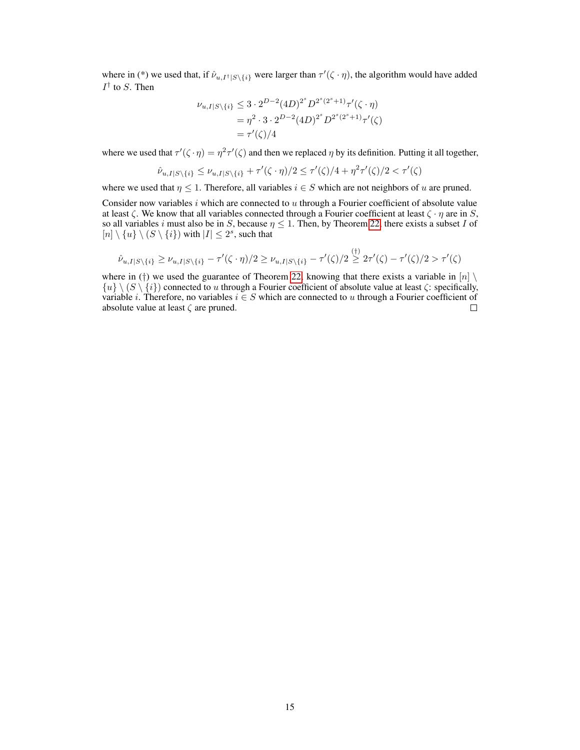where in (*) we used that, if $\hat{\nu}_{u,I^\dagger|S\setminus\{i\}}$ were larger than $\tau'(\zeta\cdot\eta)$, the algorithm would have added $I^\dagger$ to $S$. Then

$$
\begin{aligned}
\nu_{u,I|S\setminus\{i\}} &\le 3\cdot 2^{D-2}(4D)^{2^s} D^{2^s(2^s+1)}\tau'(\zeta\cdot\eta) \\
&= \eta^2\cdot 3\cdot 2^{D-2}(4D)^{2^s} D^{2^s(2^s+1)}\tau'(\zeta) \\
&= \tau'(\zeta)/4
\end{aligned}
$$

where we used that $\tau'(\zeta\cdot\eta)=\eta^2\tau'(\zeta)$ and then we replaced $\eta$ by its definition. Putting it all together,

$$
\hat{\nu}_{u,I|S\setminus\{i\}} \le \nu_{u,I|S\setminus\{i\}} + \tau'(\zeta\cdot\eta)/2 \le \tau'(\zeta)/4 + \eta^2\tau'(\zeta)/2 < \tau'(\zeta)
$$

where we used that $\eta\le 1$. Therefore, all variables $i\in S$ which are not neighbors of $u$ are pruned.

Consider now variables $i$ which are connected to $u$ through a Fourier coefficient of absolute value at least $\zeta$. We know that all variables connected through a Fourier coefficient at least $\zeta\cdot\eta$ are in $S$, so all variables $i$ must also be in $S$, because $\eta\le 1$. Then, by Theorem 22, there exists a subset $I$ of $[n]\setminus\{u\}\setminus(S\setminus\{i\})$ with $|I|\le 2^s$, such that

$$
\hat{\nu}_{u,I|S\setminus\{i\}} \ge \nu_{u,I|S\setminus\{i\}} - \tau'(\zeta\cdot\eta)/2 \ge \nu_{u,I|S\setminus\{i\}} - \tau'(\zeta)/2 \overset{(\dagger)}{\ge} 2\tau'(\zeta) - \tau'(\zeta)/2 > \tau'(\zeta)
$$

where in (†) we used the guarantee of Theorem 22, knowing that there exists a variable in $[n]\setminus\{u\}\setminus(S\setminus\{i\})$ connected to $u$ through a Fourier coefficient of absolute value at least $\zeta$: specifically, variable $i$. Therefore, no variables $i\in S$ which are connected to $u$ through a Fourier coefficient of absolute value at least $\zeta$ are pruned. $\square$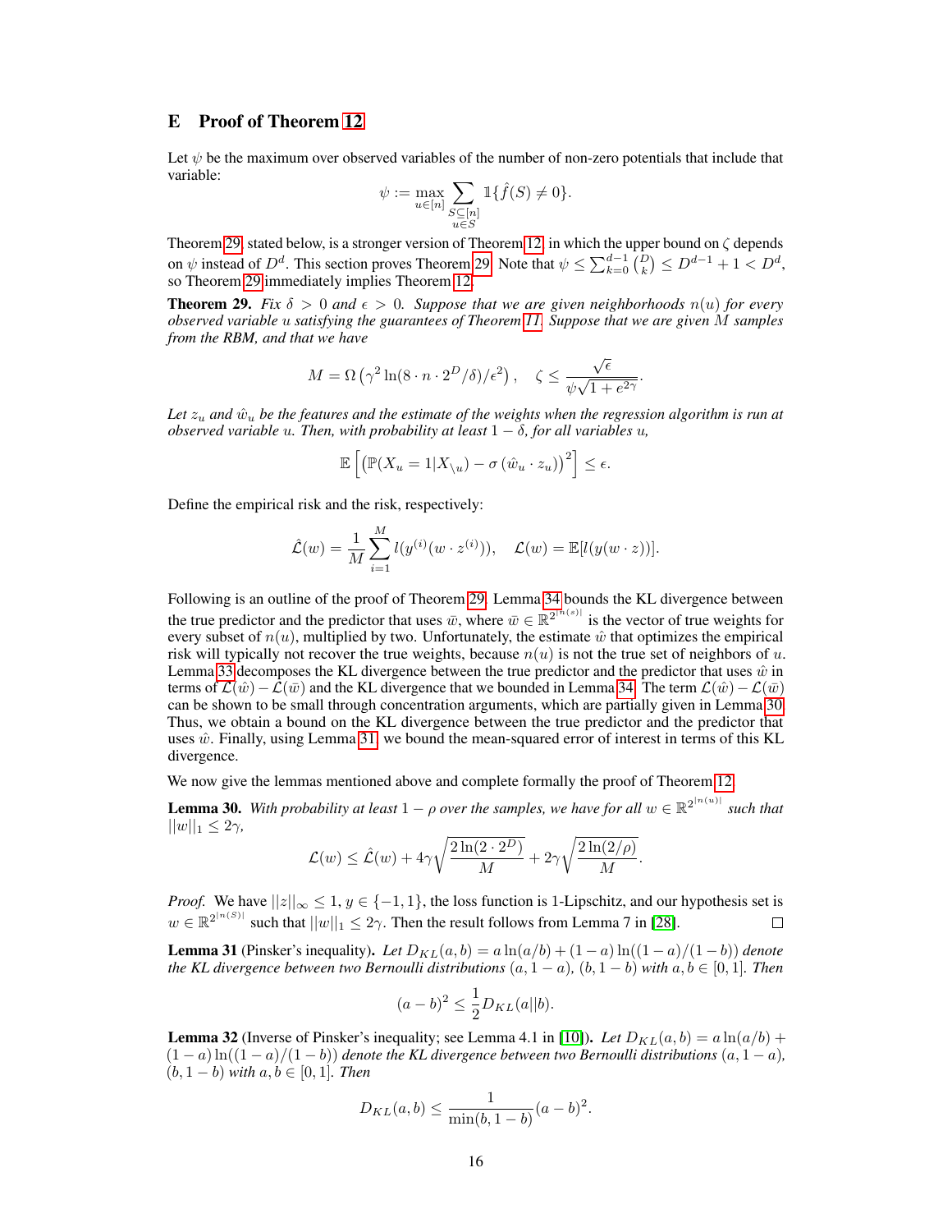## E Proof of Theorem 12

Let $\psi$ be the maximum over observed variables of the number of non-zero potentials that include that variable:

$$\psi := \max_{u \in [n]} \sum_{\substack{S \subseteq [n] \\ u \in S}} \mathbb{1}\{\hat{f}(S) \neq 0\}.$$

Theorem 29, stated below, is a stronger version of Theorem 12, in which the upper bound on $\zeta$ depends on $\psi$ instead of $D^d$. This section proves Theorem 29. Note that $\psi \leq \sum_{k=0}^{d-1} \binom{D}{k} \leq D^{d-1} + 1 < D^d$, so Theorem 29 immediately implies Theorem 12.

**Theorem 29.** *Fix $\delta > 0$ and $\epsilon > 0$. Suppose that we are given neighborhoods $n(u)$ for every observed variable $u$ satisfying the guarantees of Theorem 11. Suppose that we are given $M$ samples from the RBM, and that we have*

$$M = \Omega\left(\gamma^2 \ln(8 \cdot n \cdot 2^D/\delta)/\epsilon^2\right), \quad \zeta \leq \frac{\sqrt{\epsilon}}{\psi\sqrt{1 + e^{2\gamma}}}.$$

*Let $z_u$ and $\hat{w}_u$ be the features and the estimate of the weights when the regression algorithm is run at observed variable $u$. Then, with probability at least $1 - \delta$, for all variables $u$,*

$$\mathbb{E}\left[\left(\mathbb{P}(X_u = 1 | X_{\setminus u}) - \sigma\left(\hat{w}_u \cdot z_u\right)\right)^2\right] \leq \epsilon.$$

Define the empirical risk and the risk, respectively:

$$\hat{\mathcal{L}}(w) = \frac{1}{M}\sum_{i=1}^{M} l(y^{(i)}(w \cdot z^{(i)})), \quad \mathcal{L}(w) = \mathbb{E}[l(y(w \cdot z))].$$

Following is an outline of the proof of Theorem 29. Lemma 34 bounds the KL divergence between the true predictor and the predictor that uses $\bar{w}$, where $\bar{w} \in \mathbb{R}^{2^{|n(s)|}}$ is the vector of true weights for every subset of $n(u)$, multiplied by two. Unfortunately, the estimate $\hat{w}$ that optimizes the empirical risk will typically not recover the true weights, because $n(u)$ is not the true set of neighbors of $u$. Lemma 33 decomposes the KL divergence between the true predictor and the predictor that uses $\hat{w}$ in terms of $\mathcal{L}(\hat{w}) - \mathcal{L}(\bar{w})$ and the KL divergence that we bounded in Lemma 34. The term $\mathcal{L}(\hat{w}) - \mathcal{L}(\bar{w})$ can be shown to be small through concentration arguments, which are partially given in Lemma 30. Thus, we obtain a bound on the KL divergence between the true predictor and the predictor that uses $\hat{w}$. Finally, using Lemma 31, we bound the mean-squared error of interest in terms of this KL divergence.

We now give the lemmas mentioned above and complete formally the proof of Theorem 12.

**Lemma 30.** *With probability at least $1 - \rho$ over the samples, we have for all $w \in \mathbb{R}^{2^{|n(u)|}}$ such that $||w||_1 \leq 2\gamma$,*

$$\mathcal{L}(w) \leq \hat{\mathcal{L}}(w) + 4\gamma\sqrt{\frac{2\ln(2 \cdot 2^D)}{M}} + 2\gamma\sqrt{\frac{2\ln(2/\rho)}{M}}.$$

*Proof.* We have $||z||_\infty \leq 1$, $y \in \{-1, 1\}$, the loss function is 1-Lipschitz, and our hypothesis set is $w \in \mathbb{R}^{2^{|n(S)|}}$ such that $||w||_1 \leq 2\gamma$. Then the result follows from Lemma 7 in [28]. □

**Lemma 31** (Pinsker's inequality)**.** *Let $D_{KL}(a, b) = a\ln(a/b) + (1 - a)\ln((1 - a)/(1 - b))$ denote the KL divergence between two Bernoulli distributions $(a, 1 - a)$, $(b, 1 - b)$ with $a, b \in [0, 1]$. Then*

$$(a - b)^2 \leq \frac{1}{2}D_{KL}(a||b).$$

**Lemma 32** (Inverse of Pinsker's inequality; see Lemma 4.1 in [10])**.** *Let $D_{KL}(a, b) = a\ln(a/b) + (1 - a)\ln((1 - a)/(1 - b))$ denote the KL divergence between two Bernoulli distributions $(a, 1 - a)$, $(b, 1 - b)$ with $a, b \in [0, 1]$. Then*

$$D_{KL}(a, b) \leq \frac{1}{\min(b, 1 - b)}(a - b)^2.$$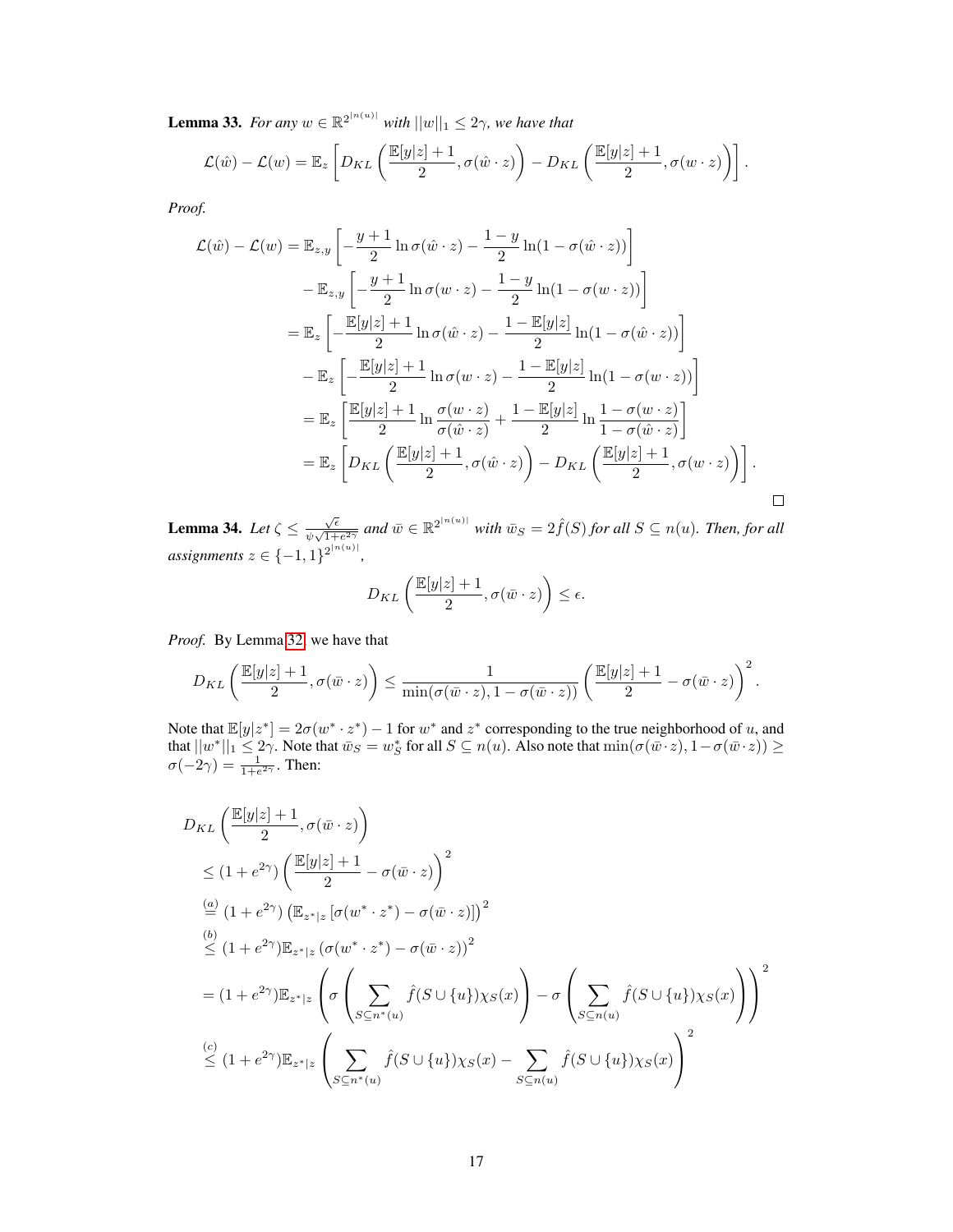**Lemma 33.** *For any $w \in \mathbb{R}^{2^{|n(u)|}}$ with $||w||_1 \leq 2\gamma$, we have that*

$$\mathcal{L}(\hat{w}) - \mathcal{L}(w) = \mathbb{E}_z\left[D_{KL}\left(\frac{\mathbb{E}[y|z]+1}{2}, \sigma(\hat{w}\cdot z)\right) - D_{KL}\left(\frac{\mathbb{E}[y|z]+1}{2}, \sigma(w\cdot z)\right)\right].$$

*Proof.*

$$\begin{aligned}
\mathcal{L}(\hat{w}) - \mathcal{L}(w) &= \mathbb{E}_{z,y}\left[-\frac{y+1}{2}\ln\sigma(\hat{w}\cdot z) - \frac{1-y}{2}\ln(1-\sigma(\hat{w}\cdot z))\right] \\
&\quad - \mathbb{E}_{z,y}\left[-\frac{y+1}{2}\ln\sigma(w\cdot z) - \frac{1-y}{2}\ln(1-\sigma(w\cdot z))\right] \\
&= \mathbb{E}_z\left[-\frac{\mathbb{E}[y|z]+1}{2}\ln\sigma(\hat{w}\cdot z) - \frac{1-\mathbb{E}[y|z]}{2}\ln(1-\sigma(\hat{w}\cdot z))\right] \\
&\quad - \mathbb{E}_z\left[-\frac{\mathbb{E}[y|z]+1}{2}\ln\sigma(w\cdot z) - \frac{1-\mathbb{E}[y|z]}{2}\ln(1-\sigma(w\cdot z))\right] \\
&= \mathbb{E}_z\left[\frac{\mathbb{E}[y|z]+1}{2}\ln\frac{\sigma(w\cdot z)}{\sigma(\hat{w}\cdot z)} + \frac{1-\mathbb{E}[y|z]}{2}\ln\frac{1-\sigma(w\cdot z)}{1-\sigma(\hat{w}\cdot z)}\right] \\
&= \mathbb{E}_z\left[D_{KL}\left(\frac{\mathbb{E}[y|z]+1}{2}, \sigma(\hat{w}\cdot z)\right) - D_{KL}\left(\frac{\mathbb{E}[y|z]+1}{2}, \sigma(w\cdot z)\right)\right].
\end{aligned}$$

□

**Lemma 34.** *Let $\zeta \leq \frac{\sqrt{\epsilon}}{\psi\sqrt{1+e^{2\gamma}}}$ and $\bar{w} \in \mathbb{R}^{2^{|n(u)|}}$ with $\bar{w}_S = 2\hat{f}(S)$ for all $S \subseteq n(u)$. Then, for all assignments $z \in \{-1,1\}^{2^{|n(u)|}}$,*

$$D_{KL}\left(\frac{\mathbb{E}[y|z]+1}{2}, \sigma(\bar{w}\cdot z)\right) \leq \epsilon.$$

*Proof.* By Lemma 32, we have that

$$D_{KL}\left(\frac{\mathbb{E}[y|z]+1}{2}, \sigma(\bar{w}\cdot z)\right) \leq \frac{1}{\min(\sigma(\bar{w}\cdot z), 1-\sigma(\bar{w}\cdot z))}\left(\frac{\mathbb{E}[y|z]+1}{2} - \sigma(\bar{w}\cdot z)\right)^2.$$

Note that $\mathbb{E}[y|z^*] = 2\sigma(w^*\cdot z^*) - 1$ for $w^*$ and $z^*$ corresponding to the true neighborhood of $u$, and that $||w^*||_1 \leq 2\gamma$. Note that $\bar{w}_S = w^*_S$ for all $S \subseteq n(u)$. Also note that $\min(\sigma(\bar{w}\cdot z), 1-\sigma(\bar{w}\cdot z)) \geq \sigma(-2\gamma) = \frac{1}{1+e^{2\gamma}}$. Then:

$$\begin{aligned}
& D_{KL}\left(\frac{\mathbb{E}[y|z]+1}{2}, \sigma(\bar{w}\cdot z)\right) \\
& \leq (1+e^{2\gamma})\left(\frac{\mathbb{E}[y|z]+1}{2} - \sigma(\bar{w}\cdot z)\right)^2 \\
& \overset{(a)}{=} (1+e^{2\gamma})\left(\mathbb{E}_{z^*|z}\left[\sigma(w^*\cdot z^*) - \sigma(\bar{w}\cdot z)\right]\right)^2 \\
& \overset{(b)}{\leq} (1+e^{2\gamma})\mathbb{E}_{z^*|z}\left(\sigma(w^*\cdot z^*) - \sigma(\bar{w}\cdot z)\right)^2 \\
& = (1+e^{2\gamma})\mathbb{E}_{z^*|z}\left(\sigma\left(\sum_{S\subseteq n^*(u)}\hat{f}(S\cup\{u\})\chi_S(x)\right) - \sigma\left(\sum_{S\subseteq n(u)}\hat{f}(S\cup\{u\})\chi_S(x)\right)\right)^2 \\
& \overset{(c)}{\leq} (1+e^{2\gamma})\mathbb{E}_{z^*|z}\left(\sum_{S\subseteq n^*(u)}\hat{f}(S\cup\{u\})\chi_S(x) - \sum_{S\subseteq n(u)}\hat{f}(S\cup\{u\})\chi_S(x)\right)^2
\end{aligned}$$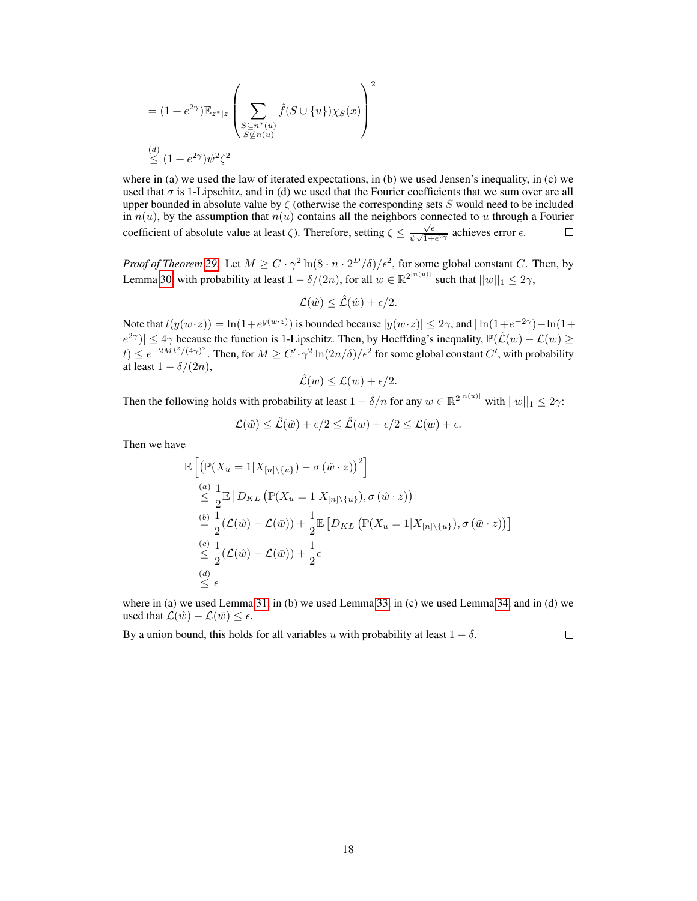$$
= (1+e^{2\gamma})\mathbb{E}_{z^*|z}\left(\sum_{\substack{S\subseteq n^*(u)\\ S\not\subseteq n(u)}} \hat{f}(S\cup\{u\})\chi_S(x)\right)^2
$$

$$
\overset{(d)}{\leq} (1+e^{2\gamma})\psi^2\zeta^2
$$

where in (a) we used the law of iterated expectations, in (b) we used Jensen's inequality, in (c) we used that $\sigma$ is 1-Lipschitz, and in (d) we used that the Fourier coefficients that we sum over are all upper bounded in absolute value by $\zeta$ (otherwise the corresponding sets $S$ would need to be included in $n(u)$, by the assumption that $n(u)$ contains all the neighbors connected to $u$ through a Fourier coefficient of absolute value at least $\zeta$). Therefore, setting $\zeta \leq \frac{\sqrt{\epsilon}}{\psi\sqrt{1+e^{2\gamma}}}$ achieves error $\epsilon$. □

*Proof of Theorem 29.* Let $M \geq C \cdot \gamma^2 \ln(8 \cdot n \cdot 2^D/\delta)/\epsilon^2$, for some global constant $C$. Then, by Lemma 30, with probability at least $1-\delta/(2n)$, for all $w \in \mathbb{R}^{2^{|n(u)|}}$ such that $||w||_1 \leq 2\gamma$,

$$
\mathcal{L}(\hat{w}) \leq \hat{\mathcal{L}}(\hat{w}) + \epsilon/2.
$$

Note that $l(y(w\cdot z)) = \ln(1+e^{y(w\cdot z)})$ is bounded because $|y(w\cdot z)| \leq 2\gamma$, and $|\ln(1+e^{-2\gamma}) - \ln(1+e^{2\gamma})| \leq 4\gamma$ because the function is 1-Lipschitz. Then, by Hoeffding's inequality, $\mathbb{P}(\hat{\mathcal{L}}(w) - \mathcal{L}(w) \geq t) \leq e^{-2Mt^2/(4\gamma)^2}$. Then, for $M \geq C' \cdot \gamma^2 \ln(2n/\delta)/\epsilon^2$ for some global constant $C'$, with probability at least $1-\delta/(2n)$,

$$
\hat{\mathcal{L}}(w) \leq \mathcal{L}(w) + \epsilon/2.
$$

Then the following holds with probability at least $1-\delta/n$ for any $w \in \mathbb{R}^{2^{|n(u)|}}$ with $||w||_1 \leq 2\gamma$:

$$
\mathcal{L}(\hat{w}) \leq \hat{\mathcal{L}}(\hat{w}) + \epsilon/2 \leq \hat{\mathcal{L}}(w) + \epsilon/2 \leq \mathcal{L}(w) + \epsilon.
$$

Then we have

$$
\begin{aligned}
&\mathbb{E}\left[\left(\mathbb{P}(X_u = 1|X_{[n]\setminus\{u\}}) - \sigma\left(\hat{w}\cdot z\right)\right)^2\right] \\
&\overset{(a)}{\leq} \frac{1}{2}\mathbb{E}\left[D_{KL}\left(\mathbb{P}(X_u = 1|X_{[n]\setminus\{u\}}), \sigma\left(\hat{w}\cdot z\right)\right)\right] \\
&\overset{(b)}{=} \frac{1}{2}(\mathcal{L}(\hat{w}) - \mathcal{L}(\bar{w})) + \frac{1}{2}\mathbb{E}\left[D_{KL}\left(\mathbb{P}(X_u = 1|X_{[n]\setminus\{u\}}), \sigma\left(\bar{w}\cdot z\right)\right)\right] \\
&\overset{(c)}{\leq} \frac{1}{2}(\mathcal{L}(\hat{w}) - \mathcal{L}(\bar{w})) + \frac{1}{2}\epsilon \\
&\overset{(d)}{\leq} \epsilon
\end{aligned}
$$

where in (a) we used Lemma 31, in (b) we used Lemma 33, in (c) we used Lemma 34, and in (d) we used that $\mathcal{L}(\hat{w}) - \mathcal{L}(\bar{w}) \leq \epsilon$.

By a union bound, this holds for all variables $u$ with probability at least $1-\delta$. □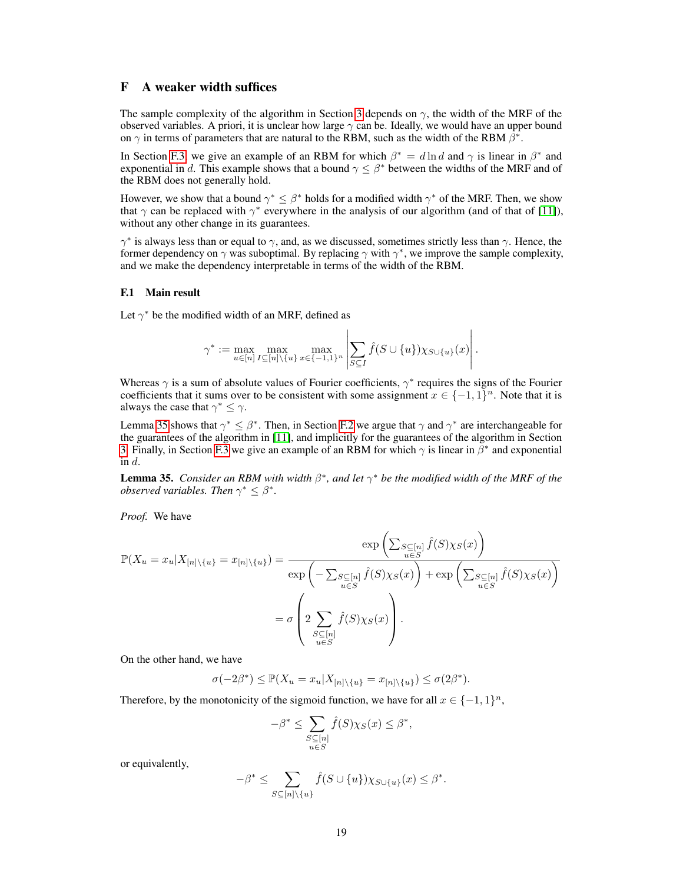# F A weaker width suffices

The sample complexity of the algorithm in Section 3 depends on $\gamma$, the width of the MRF of the observed variables. A priori, it is unclear how large $\gamma$ can be. Ideally, we would have an upper bound on $\gamma$ in terms of parameters that are natural to the RBM, such as the width of the RBM $\beta^*$.

In Section F.3, we give an example of an RBM for which $\beta^* = d \ln d$ and $\gamma$ is linear in $\beta^*$ and exponential in $d$. This example shows that a bound $\gamma \leq \beta^*$ between the widths of the MRF and of the RBM does not generally hold.

However, we show that a bound $\gamma^* \leq \beta^*$ holds for a modified width $\gamma^*$ of the MRF. Then, we show that $\gamma$ can be replaced with $\gamma^*$ everywhere in the analysis of our algorithm (and of that of [11]), without any other change in its guarantees.

$\gamma^*$ is always less than or equal to $\gamma$, and, as we discussed, sometimes strictly less than $\gamma$. Hence, the former dependency on $\gamma$ was suboptimal. By replacing $\gamma$ with $\gamma^*$, we improve the sample complexity, and we make the dependency interpretable in terms of the width of the RBM.

## F.1 Main result

Let $\gamma^*$ be the modified width of an MRF, defined as

$$\gamma^* := \max_{u \in [n]} \max_{I \subseteq [n] \setminus \{u\}} \max_{x \in \{-1,1\}^n} \left| \sum_{S \subseteq I} \hat{f}(S \cup \{u\}) \chi_{S \cup \{u\}}(x) \right|.$$

Whereas $\gamma$ is a sum of absolute values of Fourier coefficients, $\gamma^*$ requires the signs of the Fourier coefficients that it sums over to be consistent with some assignment $x \in \{-1,1\}^n$. Note that it is always the case that $\gamma^* \leq \gamma$.

Lemma 35 shows that $\gamma^* \leq \beta^*$. Then, in Section F.2 we argue that $\gamma$ and $\gamma^*$ are interchangeable for the guarantees of the algorithm in [11], and implicitly for the guarantees of the algorithm in Section 3. Finally, in Section F.3 we give an example of an RBM for which $\gamma$ is linear in $\beta^*$ and exponential in $d$.

**Lemma 35.** *Consider an RBM with width $\beta^*$, and let $\gamma^*$ be the modified width of the MRF of the observed variables. Then $\gamma^* \leq \beta^*$.*

*Proof.* We have

$$\begin{aligned}
\mathbb{P}(X_u = x_u | X_{[n] \setminus \{u\}} = x_{[n] \setminus \{u\}}) &= \frac{\exp\left(\sum_{\substack{S \subseteq [n] \\ u \in S}} \hat{f}(S) \chi_S(x)\right)}{\exp\left(-\sum_{\substack{S \subseteq [n] \\ u \in S}} \hat{f}(S) \chi_S(x)\right) + \exp\left(\sum_{\substack{S \subseteq [n] \\ u \in S}} \hat{f}(S) \chi_S(x)\right)} \\
&= \sigma\left(2 \sum_{\substack{S \subseteq [n] \\ u \in S}} \hat{f}(S) \chi_S(x)\right).
\end{aligned}$$

On the other hand, we have

$$\sigma(-2\beta^*) \leq \mathbb{P}(X_u = x_u | X_{[n] \setminus \{u\}} = x_{[n] \setminus \{u\}}) \leq \sigma(2\beta^*).$$

Therefore, by the monotonicity of the sigmoid function, we have for all $x \in \{-1,1\}^n$,

$$-\beta^* \leq \sum_{\substack{S \subseteq [n] \\ u \in S}} \hat{f}(S) \chi_S(x) \leq \beta^*,$$

or equivalently,

$$-\beta^* \leq \sum_{S \subseteq [n] \setminus \{u\}} \hat{f}(S \cup \{u\}) \chi_{S \cup \{u\}}(x) \leq \beta^*.$$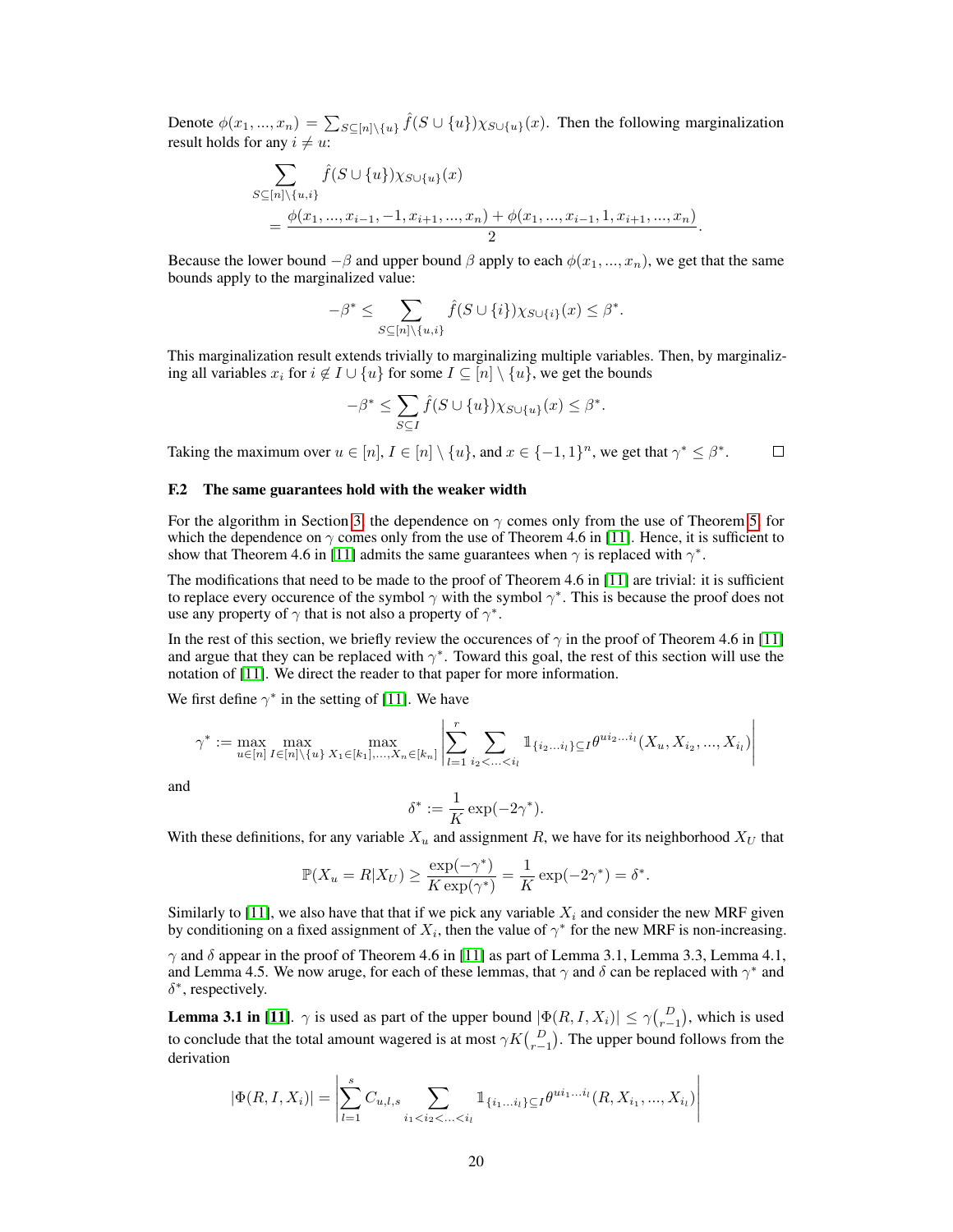Denote $\phi(x_1, ..., x_n) = \sum_{S \subseteq [n] \setminus \{u\}} \hat{f}(S \cup \{u\}) \chi_{S \cup \{u\}}(x)$. Then the following marginalization result holds for any $i \neq u$:

$$\sum_{S \subseteq [n] \setminus \{u,i\}} \hat{f}(S \cup \{u\}) \chi_{S \cup \{u\}}(x) = \frac{\phi(x_1, ..., x_{i-1}, -1, x_{i+1}, ..., x_n) + \phi(x_1, ..., x_{i-1}, 1, x_{i+1}, ..., x_n)}{2}.$$

Because the lower bound $-\beta$ and upper bound $\beta$ apply to each $\phi(x_1, ..., x_n)$, we get that the same bounds apply to the marginalized value:

$$-\beta^* \leq \sum_{S \subseteq [n] \setminus \{u,i\}} \hat{f}(S \cup \{i\}) \chi_{S \cup \{i\}}(x) \leq \beta^*.$$

This marginalization result extends trivially to marginalizing multiple variables. Then, by marginalizing all variables $x_i$ for $i \notin I \cup \{u\}$ for some $I \subseteq [n] \setminus \{u\}$, we get the bounds

$$-\beta^* \leq \sum_{S \subseteq I} \hat{f}(S \cup \{u\}) \chi_{S \cup \{u\}}(x) \leq \beta^*.$$

Taking the maximum over $u \in [n]$, $I \in [n] \setminus \{u\}$, and $x \in \{-1, 1\}^n$, we get that $\gamma^* \leq \beta^*$. □

### F.2 The same guarantees hold with the weaker width

For the algorithm in Section 3, the dependence on $\gamma$ comes only from the use of Theorem 5, for which the dependence on $\gamma$ comes only from the use of Theorem 4.6 in [11]. Hence, it is sufficient to show that Theorem 4.6 in [11] admits the same guarantees when $\gamma$ is replaced with $\gamma^*$.

The modifications that need to be made to the proof of Theorem 4.6 in [11] are trivial: it is sufficient to replace every occurence of the symbol $\gamma$ with the symbol $\gamma^*$. This is because the proof does not use any property of $\gamma$ that is not also a property of $\gamma^*$.

In the rest of this section, we briefly review the occurences of $\gamma$ in the proof of Theorem 4.6 in [11] and argue that they can be replaced with $\gamma^*$. Toward this goal, the rest of this section will use the notation of [11]. We direct the reader to that paper for more information.

We first define $\gamma^*$ in the setting of [11]. We have

$$\gamma^* := \max_{u \in [n]} \max_{I \in [n] \setminus \{u\}} \max_{X_1 \in [k_1], ..., X_n \in [k_n]} \left| \sum_{l=1}^{r} \sum_{i_2 < ... < i_l} \mathbb{1}_{\{i_2 ... i_l\} \subseteq I} \theta^{u i_2 ... i_l}(X_u, X_{i_2}, ..., X_{i_l}) \right|$$

and

$$\delta^* := \frac{1}{K} \exp(-2\gamma^*).$$

With these definitions, for any variable $X_u$ and assignment $R$, we have for its neighborhood $X_U$ that

$$\mathbb{P}(X_u = R | X_U) \geq \frac{\exp(-\gamma^*)}{K \exp(\gamma^*)} = \frac{1}{K} \exp(-2\gamma^*) = \delta^*.$$

Similarly to [11], we also have that that if we pick any variable $X_i$ and consider the new MRF given by conditioning on a fixed assignment of $X_i$, then the value of $\gamma^*$ for the new MRF is non-increasing.

$\gamma$ and $\delta$ appear in the proof of Theorem 4.6 in [11] as part of Lemma 3.1, Lemma 3.3, Lemma 4.1, and Lemma 4.5. We now aruge, for each of these lemmas, that $\gamma$ and $\delta$ can be replaced with $\gamma^*$ and $\delta^*$, respectively.

**Lemma 3.1 in [11].** $\gamma$ is used as part of the upper bound $|\Phi(R, I, X_i)| \leq \gamma \binom{D}{r-1}$, which is used to conclude that the total amount wagered is at most $\gamma K \binom{D}{r-1}$. The upper bound follows from the derivation

$$|\Phi(R, I, X_i)| = \left| \sum_{l=1}^{s} C_{u,l,s} \sum_{i_1 < i_2 < ... < i_l} \mathbb{1}_{\{i_1 ... i_l\} \subseteq I} \theta^{u i_1 ... i_l}(R, X_{i_1}, ..., X_{i_l}) \right|$$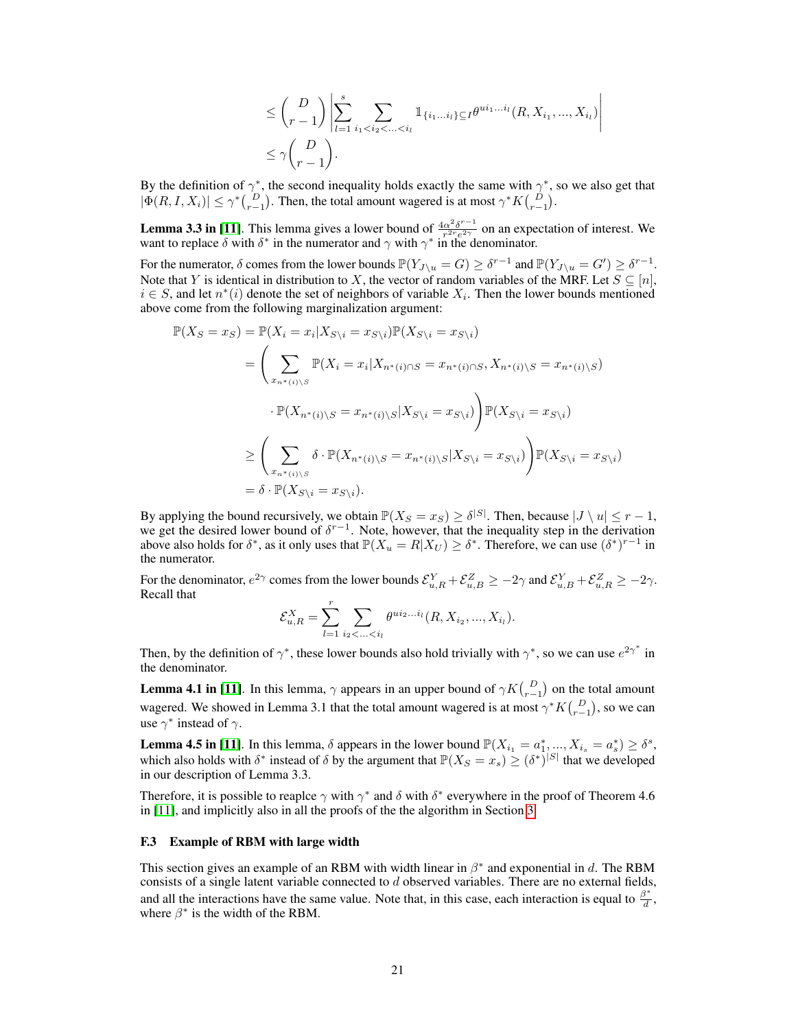$$
\leq \binom{D}{r-1} \left| \sum_{l=1}^{s} \sum_{i_1 < i_2 < \ldots < i_l} \mathbb{1}_{\{i_1 \ldots i_l\} \subseteq I} \theta^{u i_1 \ldots i_l}(R, X_{i_1}, ..., X_{i_l}) \right|
$$

$$
\leq \gamma \binom{D}{r-1}.
$$

By the definition of $\gamma^*$, the second inequality holds exactly the same with $\gamma^*$, so we also get that $|\Phi(R, I, X_i)| \leq \gamma^* \binom{D}{r-1}$. Then, the total amount wagered is at most $\gamma^* K \binom{D}{r-1}$.

**Lemma 3.3 in [11]**. This lemma gives a lower bound of $\frac{4\alpha^2 \delta^{r-1}}{r^{2r} e^{2\gamma}}$ on an expectation of interest. We want to replace $\delta$ with $\delta^*$ in the numerator and $\gamma$ with $\gamma^*$ in the denominator.

For the numerator, $\delta$ comes from the lower bounds $\mathbb{P}(Y_{J \setminus u} = G) \geq \delta^{r-1}$ and $\mathbb{P}(Y_{J \setminus u} = G') \geq \delta^{r-1}$. Note that $Y$ is identical in distribution to $X$, the vector of random variables of the MRF. Let $S \subseteq [n]$, $i \in S$, and let $n^*(i)$ denote the set of neighbors of variable $X_i$. Then the lower bounds mentioned above come from the following marginalization argument:

$$
\begin{aligned}
\mathbb{P}(X_S = x_S) &= \mathbb{P}(X_i = x_i | X_{S \setminus i} = x_{S \setminus i}) \mathbb{P}(X_{S \setminus i} = x_{S \setminus i}) \\
&= \Bigg( \sum_{x_{n^*(i) \setminus S}} \mathbb{P}(X_i = x_i | X_{n^*(i) \cap S} = x_{n^*(i) \cap S}, X_{n^*(i) \setminus S} = x_{n^*(i) \setminus S}) \\
&\qquad \cdot \mathbb{P}(X_{n^*(i) \setminus S} = x_{n^*(i) \setminus S} | X_{S \setminus i} = x_{S \setminus i}) \Bigg) \mathbb{P}(X_{S \setminus i} = x_{S \setminus i}) \\
&\geq \Bigg( \sum_{x_{n^*(i) \setminus S}} \delta \cdot \mathbb{P}(X_{n^*(i) \setminus S} = x_{n^*(i) \setminus S} | X_{S \setminus i} = x_{S \setminus i}) \Bigg) \mathbb{P}(X_{S \setminus i} = x_{S \setminus i}) \\
&= \delta \cdot \mathbb{P}(X_{S \setminus i} = x_{S \setminus i}).
\end{aligned}
$$

By applying the bound recursively, we obtain $\mathbb{P}(X_S = x_S) \geq \delta^{|S|}$. Then, because $|J \setminus u| \leq r - 1$, we get the desired lower bound of $\delta^{r-1}$. Note, however, that the inequality step in the derivation above also holds for $\delta^*$, as it only uses that $\mathbb{P}(X_u = R | X_U) \geq \delta^*$. Therefore, we can use $(\delta^*)^{r-1}$ in the numerator.

For the denominator, $e^{2\gamma}$ comes from the lower bounds $\mathcal{E}^Y_{u,R} + \mathcal{E}^Z_{u,B} \geq -2\gamma$ and $\mathcal{E}^Y_{u,B} + \mathcal{E}^Z_{u,R} \geq -2\gamma$. Recall that

$$
\mathcal{E}^X_{u,R} = \sum_{l=1}^{r} \sum_{i_2 < \ldots < i_l} \theta^{u i_2 \ldots i_l}(R, X_{i_2}, ..., X_{i_l}).
$$

Then, by the definition of $\gamma^*$, these lower bounds also hold trivially with $\gamma^*$, so we can use $e^{2\gamma^*}$ in the denominator.

**Lemma 4.1 in [11]**. In this lemma, $\gamma$ appears in an upper bound of $\gamma K \binom{D}{r-1}$ on the total amount wagered. We showed in Lemma 3.1 that the total amount wagered is at most $\gamma^* K \binom{D}{r-1}$, so we can use $\gamma^*$ instead of $\gamma$.

**Lemma 4.5 in [11]**. In this lemma, $\delta$ appears in the lower bound $\mathbb{P}(X_{i_1} = a_1^*, ..., X_{i_s} = a_s^*) \geq \delta^s$, which also holds with $\delta^*$ instead of $\delta$ by the argument that $\mathbb{P}(X_S = x_s) \geq (\delta^*)^{|S|}$ that we developed in our description of Lemma 3.3.

Therefore, it is possible to reaplce $\gamma$ with $\gamma^*$ and $\delta$ with $\delta^*$ everywhere in the proof of Theorem 4.6 in [11], and implicitly also in all the proofs of the the algorithm in Section 3.

### F.3 Example of RBM with large width

This section gives an example of an RBM with width linear in $\beta^*$ and exponential in $d$. The RBM consists of a single latent variable connected to $d$ observed variables. There are no external fields, and all the interactions have the same value. Note that, in this case, each interaction is equal to $\frac{\beta^*}{d}$, where $\beta^*$ is the width of the RBM.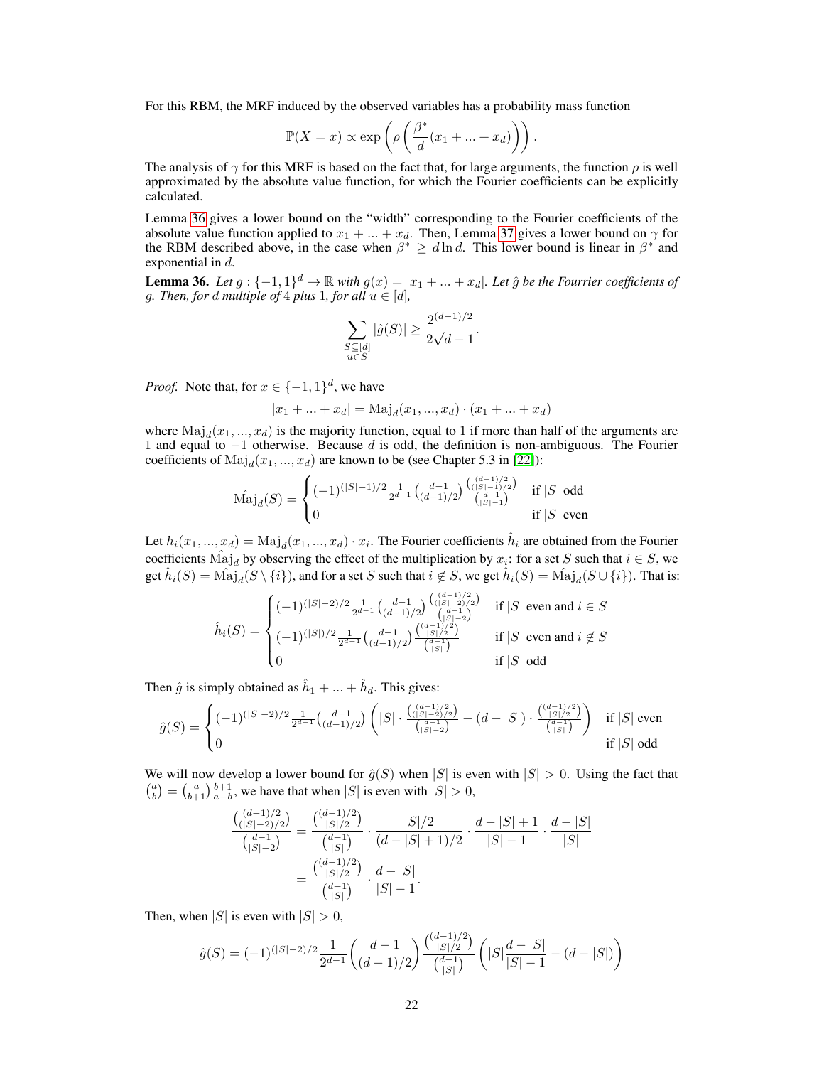For this RBM, the MRF induced by the observed variables has a probability mass function

$$\mathbb{P}(X = x) \propto \exp\left(\rho\left(\frac{\beta^*}{d}(x_1 + ... + x_d)\right)\right).$$

The analysis of $\gamma$ for this MRF is based on the fact that, for large arguments, the function $\rho$ is well approximated by the absolute value function, for which the Fourier coefficients can be explicitly calculated.

Lemma 36 gives a lower bound on the "width" corresponding to the Fourier coefficients of the absolute value function applied to $x_1 + ... + x_d$. Then, Lemma 37 gives a lower bound on $\gamma$ for the RBM described above, in the case when $\beta^* \geq d \ln d$. This lower bound is linear in $\beta^*$ and exponential in $d$.

**Lemma 36.** *Let $g : \{-1, 1\}^d \to \mathbb{R}$ with $g(x) = |x_1 + ... + x_d|$. Let $\hat{g}$ be the Fourrier coefficients of $g$. Then, for $d$ multiple of 4 plus 1, for all $u \in [d]$,*

$$\sum_{\substack{S \subseteq [d] \\ u \in S}} |\hat{g}(S)| \geq \frac{2^{(d-1)/2}}{2\sqrt{d-1}}.$$

*Proof.* Note that, for $x \in \{-1, 1\}^d$, we have

$$|x_1 + ... + x_d| = \text{Maj}_d(x_1, ..., x_d) \cdot (x_1 + ... + x_d)$$

where $\text{Maj}_d(x_1, ..., x_d)$ is the majority function, equal to 1 if more than half of the arguments are 1 and equal to $-1$ otherwise. Because $d$ is odd, the definition is non-ambiguous. The Fourier coefficients of $\text{Maj}_d(x_1, ..., x_d)$ are known to be (see Chapter 5.3 in [22]):

$$\hat{\text{Maj}}_d(S) = \begin{cases} (-1)^{(|S|-1)/2} \frac{1}{2^{d-1}} \binom{d-1}{(d-1)/2} \frac{\binom{(d-1)/2}{(|S|-1)/2}}{\binom{d-1}{|S|-1}} & \text{if } |S| \text{ odd} \\ 0 & \text{if } |S| \text{ even} \end{cases}$$

Let $h_i(x_1, ..., x_d) = \text{Maj}_d(x_1, ..., x_d) \cdot x_i$. The Fourier coefficients $\hat{h}_i$ are obtained from the Fourier coefficients $\hat{\text{Maj}}_d$ by observing the effect of the multiplication by $x_i$: for a set $S$ such that $i \in S$, we get $\hat{h}_i(S) = \hat{\text{Maj}}_d(S \setminus \{i\})$, and for a set $S$ such that $i \notin S$, we get $\hat{h}_i(S) = \hat{\text{Maj}}_d(S \cup \{i\})$. That is:

$$\hat{h}_i(S) = \begin{cases} (-1)^{(|S|-2)/2} \frac{1}{2^{d-1}} \binom{d-1}{(d-1)/2} \frac{\binom{(d-1)/2}{(|S|-2)/2}}{\binom{d-1}{|S|-2}} & \text{if } |S| \text{ even and } i \in S \\ (-1)^{(|S|)/2} \frac{1}{2^{d-1}} \binom{d-1}{(d-1)/2} \frac{\binom{(d-1)/2}{|S|/2}}{\binom{d-1}{|S|}} & \text{if } |S| \text{ even and } i \notin S \\ 0 & \text{if } |S| \text{ odd} \end{cases}$$

Then $\hat{g}$ is simply obtained as $\hat{h}_1 + ... + \hat{h}_d$. This gives:

$$\hat{g}(S) = \begin{cases} (-1)^{(|S|-2)/2} \frac{1}{2^{d-1}} \binom{d-1}{(d-1)/2} \left( |S| \cdot \frac{\binom{(d-1)/2}{(|S|-2)/2}}{\binom{d-1}{|S|-2}} - (d - |S|) \cdot \frac{\binom{(d-1)/2}{|S|/2}}{\binom{d-1}{|S|}} \right) & \text{if } |S| \text{ even} \\ 0 & \text{if } |S| \text{ odd} \end{cases}$$

We will now develop a lower bound for $\hat{g}(S)$ when $|S|$ is even with $|S| > 0$. Using the fact that $\binom{a}{b} = \binom{a}{b+1} \frac{b+1}{a-b}$, we have that when $|S|$ is even with $|S| > 0$,

$$\begin{aligned} \frac{\binom{(d-1)/2}{(|S|-2)/2}}{\binom{d-1}{|S|-2}} &= \frac{\binom{(d-1)/2}{|S|/2}}{\binom{d-1}{|S|}} \cdot \frac{|S|/2}{(d - |S| + 1)/2} \cdot \frac{d - |S| + 1}{|S| - 1} \cdot \frac{d - |S|}{|S|} \\ &= \frac{\binom{(d-1)/2}{|S|/2}}{\binom{d-1}{|S|}} \cdot \frac{d - |S|}{|S| - 1}. \end{aligned}$$

Then, when $|S|$ is even with $|S| > 0$,

$$\hat{g}(S) = (-1)^{(|S|-2)/2} \frac{1}{2^{d-1}} \binom{d-1}{(d-1)/2} \frac{\binom{(d-1)/2}{|S|/2}}{\binom{d-1}{|S|}} \left( |S| \frac{d - |S|}{|S| - 1} - (d - |S|) \right)$$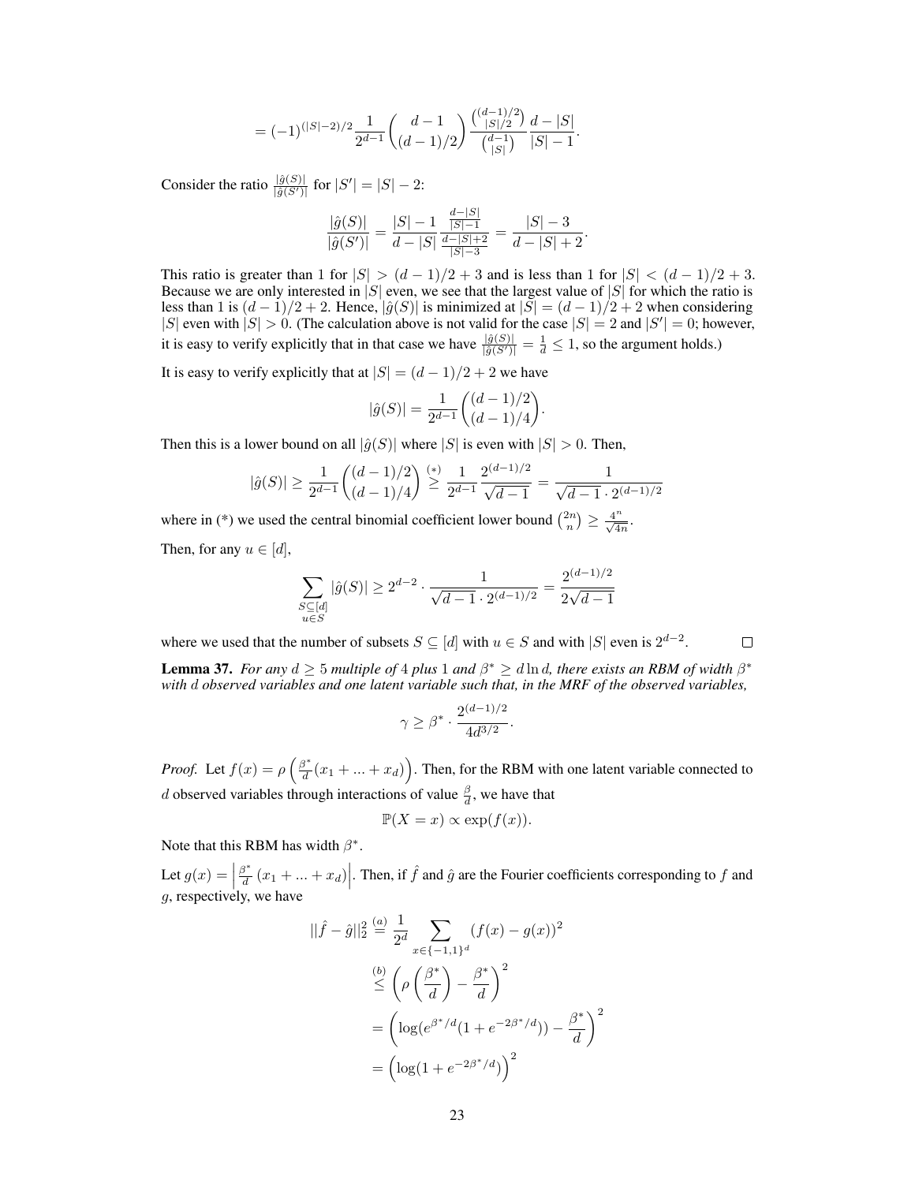$$= (-1)^{(|S|-2)/2} \frac{1}{2^{d-1}} \binom{d-1}{(d-1)/2} \frac{\binom{(d-1)/2}{|S|/2}}{\binom{d-1}{|S|}} \frac{d-|S|}{|S|-1}.$$

Consider the ratio $\frac{|\hat{g}(S)|}{|\hat{g}(S')|}$ for $|S'| = |S| - 2$:

$$\frac{|\hat{g}(S)|}{|\hat{g}(S')|} = \frac{|S|-1}{d-|S|} \frac{\frac{d-|S|}{|S|-1}}{\frac{d-|S|+2}{|S|-3}} = \frac{|S|-3}{d-|S|+2}.$$

This ratio is greater than 1 for $|S| > (d-1)/2 + 3$ and is less than 1 for $|S| < (d-1)/2 + 3$. Because we are only interested in $|S|$ even, we see that the largest value of $|S|$ for which the ratio is less than 1 is $(d-1)/2 + 2$. Hence, $|\hat{g}(S)|$ is minimized at $|S| = (d-1)/2 + 2$ when considering $|S|$ even with $|S| > 0$. (The calculation above is not valid for the case $|S| = 2$ and $|S'| = 0$; however, it is easy to verify explicitly that in that case we have $\frac{|\hat{g}(S)|}{|\hat{g}(S')|} = \frac{1}{d} \leq 1$, so the argument holds.)

It is easy to verify explicitly that at $|S| = (d-1)/2 + 2$ we have

$$|\hat{g}(S)| = \frac{1}{2^{d-1}} \binom{(d-1)/2}{(d-1)/4}.$$

Then this is a lower bound on all $|\hat{g}(S)|$ where $|S|$ is even with $|S| > 0$. Then,

$$|\hat{g}(S)| \geq \frac{1}{2^{d-1}} \binom{(d-1)/2}{(d-1)/4} \overset{(*)}{\geq} \frac{1}{2^{d-1}} \frac{2^{(d-1)/2}}{\sqrt{d-1}} = \frac{1}{\sqrt{d-1} \cdot 2^{(d-1)/2}}$$

where in (*) we used the central binomial coefficient lower bound $\binom{2n}{n} \geq \frac{4^n}{\sqrt{4n}}$.

Then, for any $u \in [d]$,

$$\sum_{\substack{S \subseteq [d] \\ u \in S}} |\hat{g}(S)| \geq 2^{d-2} \cdot \frac{1}{\sqrt{d-1} \cdot 2^{(d-1)/2}} = \frac{2^{(d-1)/2}}{2\sqrt{d-1}}$$

where we used that the number of subsets $S \subseteq [d]$ with $u \in S$ and with $|S|$ even is $2^{d-2}$. $\square$

**Lemma 37.** *For any $d \geq 5$ multiple of 4 plus 1 and $\beta^* \geq d \ln d$, there exists an RBM of width $\beta^*$ with $d$ observed variables and one latent variable such that, in the MRF of the observed variables,*

$$\gamma \geq \beta^* \cdot \frac{2^{(d-1)/2}}{4d^{3/2}}.$$

*Proof.* Let $f(x) = \rho\left(\frac{\beta^*}{d}(x_1 + ... + x_d)\right)$. Then, for the RBM with one latent variable connected to $d$ observed variables through interactions of value $\frac{\beta}{d}$, we have that

$$\mathbb{P}(X = x) \propto \exp(f(x)).$$

Note that this RBM has width $\beta^*$.

Let $g(x) = \left|\frac{\beta^*}{d}(x_1 + ... + x_d)\right|$. Then, if $\hat{f}$ and $\hat{g}$ are the Fourier coefficients corresponding to $f$ and $g$, respectively, we have

$$\begin{aligned}
||\hat{f} - \hat{g}||_2^2 &\overset{(a)}{=} \frac{1}{2^d} \sum_{x \in \{-1,1\}^d} (f(x) - g(x))^2 \\
&\overset{(b)}{\leq} \left(\rho\left(\frac{\beta^*}{d}\right) - \frac{\beta^*}{d}\right)^2 \\
&= \left(\log(e^{\beta^*/d}(1 + e^{-2\beta^*/d})) - \frac{\beta^*}{d}\right)^2 \\
&= \left(\log(1 + e^{-2\beta^*/d})\right)^2
\end{aligned}$$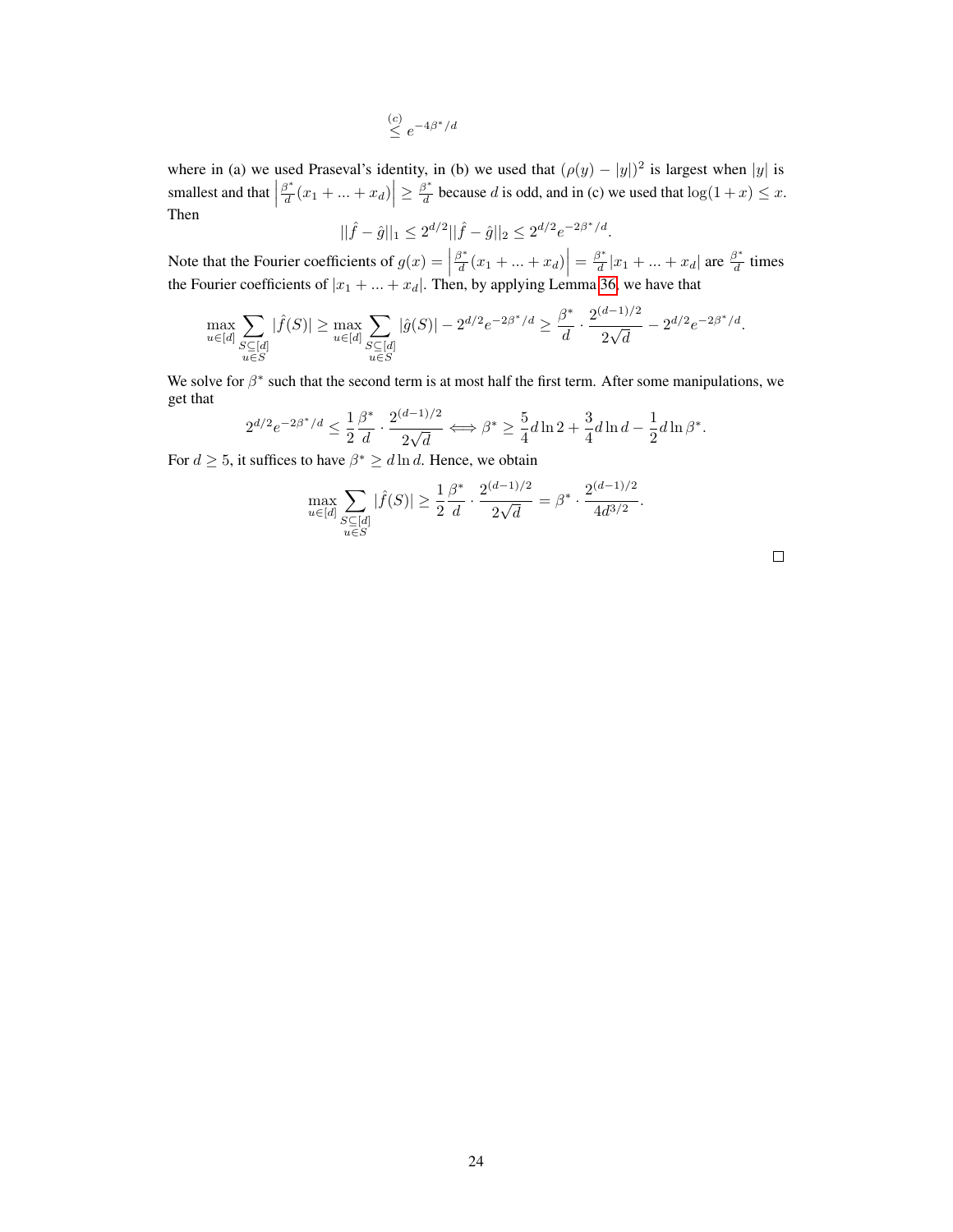$$\stackrel{(c)}{\leq} e^{-4\beta^*/d}$$

where in (a) we used Praseval's identity, in (b) we used that $(\rho(y) - |y|)^2$ is largest when $|y|$ is smallest and that $\left|\frac{\beta^*}{d}(x_1 + ... + x_d)\right| \geq \frac{\beta^*}{d}$ because $d$ is odd, and in (c) we used that $\log(1+x) \leq x$. Then

$$||\hat{f} - \hat{g}||_1 \leq 2^{d/2} ||\hat{f} - \hat{g}||_2 \leq 2^{d/2} e^{-2\beta^*/d}.$$

Note that the Fourier coefficients of $g(x) = \left|\frac{\beta^*}{d}(x_1 + ... + x_d)\right| = \frac{\beta^*}{d}|x_1 + ... + x_d|$ are $\frac{\beta^*}{d}$ times the Fourier coefficients of $|x_1 + ... + x_d|$. Then, by applying Lemma 36, we have that

$$\max_{u \in [d]} \sum_{\substack{S \subseteq [d] \\ u \in S}} |\hat{f}(S)| \geq \max_{u \in [d]} \sum_{\substack{S \subseteq [d] \\ u \in S}} |\hat{g}(S)| - 2^{d/2} e^{-2\beta^*/d} \geq \frac{\beta^*}{d} \cdot \frac{2^{(d-1)/2}}{2\sqrt{d}} - 2^{d/2} e^{-2\beta^*/d}.$$

We solve for $\beta^*$ such that the second term is at most half the first term. After some manipulations, we get that

$$2^{d/2} e^{-2\beta^*/d} \leq \frac{1}{2} \frac{\beta^*}{d} \cdot \frac{2^{(d-1)/2}}{2\sqrt{d}} \iff \beta^* \geq \frac{5}{4} d \ln 2 + \frac{3}{4} d \ln d - \frac{1}{2} d \ln \beta^*.$$

For $d \geq 5$, it suffices to have $\beta^* \geq d \ln d$. Hence, we obtain

$$\max_{u \in [d]} \sum_{\substack{S \subseteq [d] \\ u \in S}} |\hat{f}(S)| \geq \frac{1}{2} \frac{\beta^*}{d} \cdot \frac{2^{(d-1)/2}}{2\sqrt{d}} = \beta^* \cdot \frac{2^{(d-1)/2}}{4d^{3/2}}.$$

□